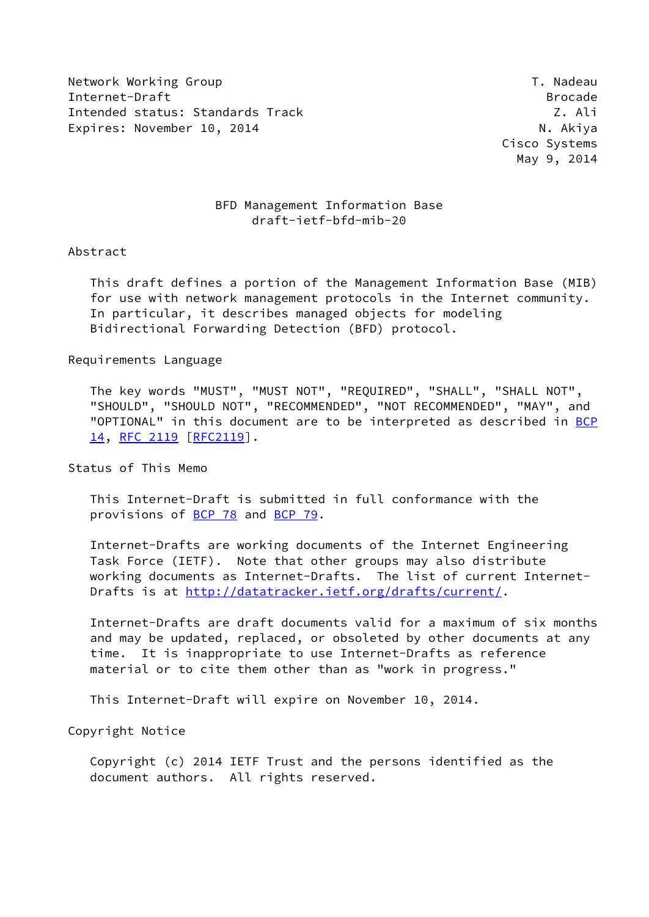Network Working Group T. Nadeau
Internet-Draft Brocade
Intended status: Standards Track Z. Ali
Expires: November 10, 2014 N. Akiya
Cisco Systems
May 9, 2014

# BFD Management Information Base
draft-ietf-bfd-mib-20

## Abstract

This draft defines a portion of the Management Information Base (MIB) for use with network management protocols in the Internet community. In particular, it describes managed objects for modeling Bidirectional Forwarding Detection (BFD) protocol.

## Requirements Language

The key words "MUST", "MUST NOT", "REQUIRED", "SHALL", "SHALL NOT", "SHOULD", "SHOULD NOT", "RECOMMENDED", "NOT RECOMMENDED", "MAY", and "OPTIONAL" in this document are to be interpreted as described in BCP 14, RFC 2119 [RFC2119].

## Status of This Memo

This Internet-Draft is submitted in full conformance with the provisions of BCP 78 and BCP 79.

Internet-Drafts are working documents of the Internet Engineering Task Force (IETF). Note that other groups may also distribute working documents as Internet-Drafts. The list of current Internet-Drafts is at http://datatracker.ietf.org/drafts/current/.

Internet-Drafts are draft documents valid for a maximum of six months and may be updated, replaced, or obsoleted by other documents at any time. It is inappropriate to use Internet-Drafts as reference material or to cite them other than as "work in progress."

This Internet-Draft will expire on November 10, 2014.

## Copyright Notice

Copyright (c) 2014 IETF Trust and the persons identified as the document authors. All rights reserved.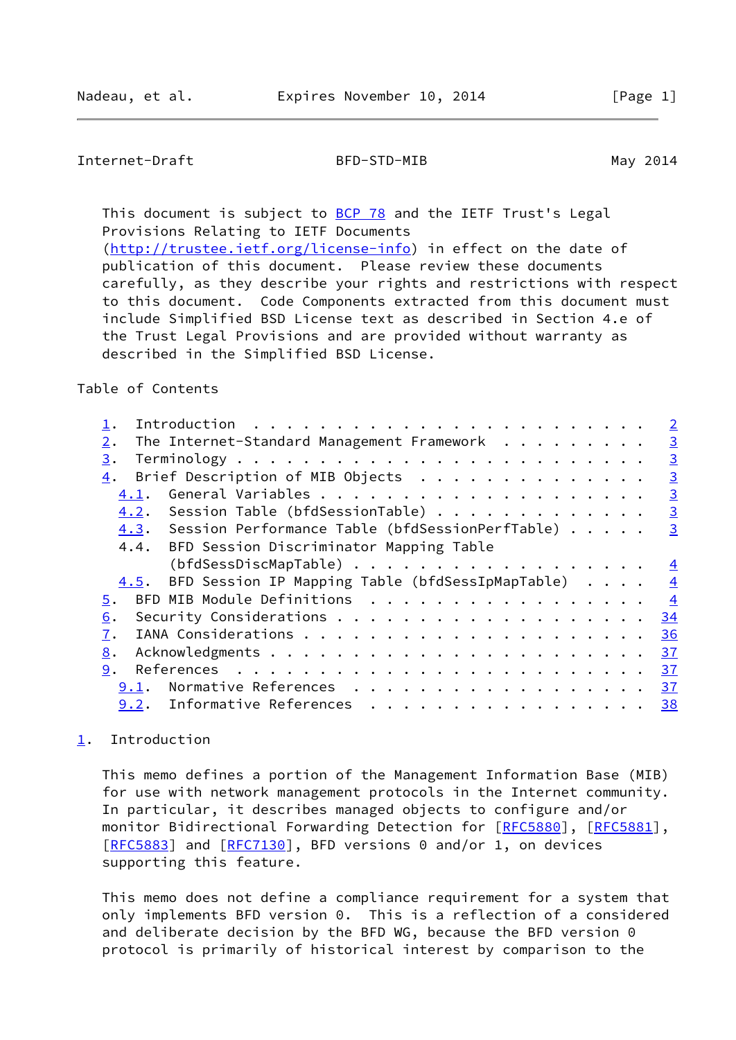This document is subject to BCP 78 and the IETF Trust's Legal Provisions Relating to IETF Documents (http://trustee.ietf.org/license-info) in effect on the date of publication of this document. Please review these documents carefully, as they describe your rights and restrictions with respect to this document. Code Components extracted from this document must include Simplified BSD License text as described in Section 4.e of the Trust Legal Provisions and are provided without warranty as described in the Simplified BSD License.

Table of Contents

```
   1.  Introduction . . . . . . . . . . . . . . . . . . . . . . . .   2
   2.  The Internet-Standard Management Framework  . . . . . . . . .   3
   3.  Terminology . . . . . . . . . . . . . . . . . . . . . . . . .   3
   4.  Brief Description of MIB Objects  . . . . . . . . . . . . . .   3
     4.1.  General Variables . . . . . . . . . . . . . . . . . . . .   3
     4.2.  Session Table (bfdSessionTable) . . . . . . . . . . . . .   3
     4.3.  Session Performance Table (bfdSessionPerfTable) . . . . .   3
     4.4.  BFD Session Discriminator Mapping Table
           (bfdSessDiscMapTable) . . . . . . . . . . . . . . . . . .   4
     4.5.  BFD Session IP Mapping Table (bfdSessIpMapTable)  . . . .   4
   5.  BFD MIB Module Definitions  . . . . . . . . . . . . . . . . .   4
   6.  Security Considerations . . . . . . . . . . . . . . . . . . .  34
   7.  IANA Considerations . . . . . . . . . . . . . . . . . . . . .  36
   8.  Acknowledgments . . . . . . . . . . . . . . . . . . . . . . .  37
   9.  References  . . . . . . . . . . . . . . . . . . . . . . . . .  37
     9.1.  Normative References  . . . . . . . . . . . . . . . . . .  37
     9.2.  Informative References  . . . . . . . . . . . . . . . . .  38
```

# 1. Introduction

This memo defines a portion of the Management Information Base (MIB) for use with network management protocols in the Internet community. In particular, it describes managed objects to configure and/or monitor Bidirectional Forwarding Detection for [RFC5880], [RFC5881], [RFC5883] and [RFC7130], BFD versions 0 and/or 1, on devices supporting this feature.

This memo does not define a compliance requirement for a system that only implements BFD version 0. This is a reflection of a considered and deliberate decision by the BFD WG, because the BFD version 0 protocol is primarily of historical interest by comparison to the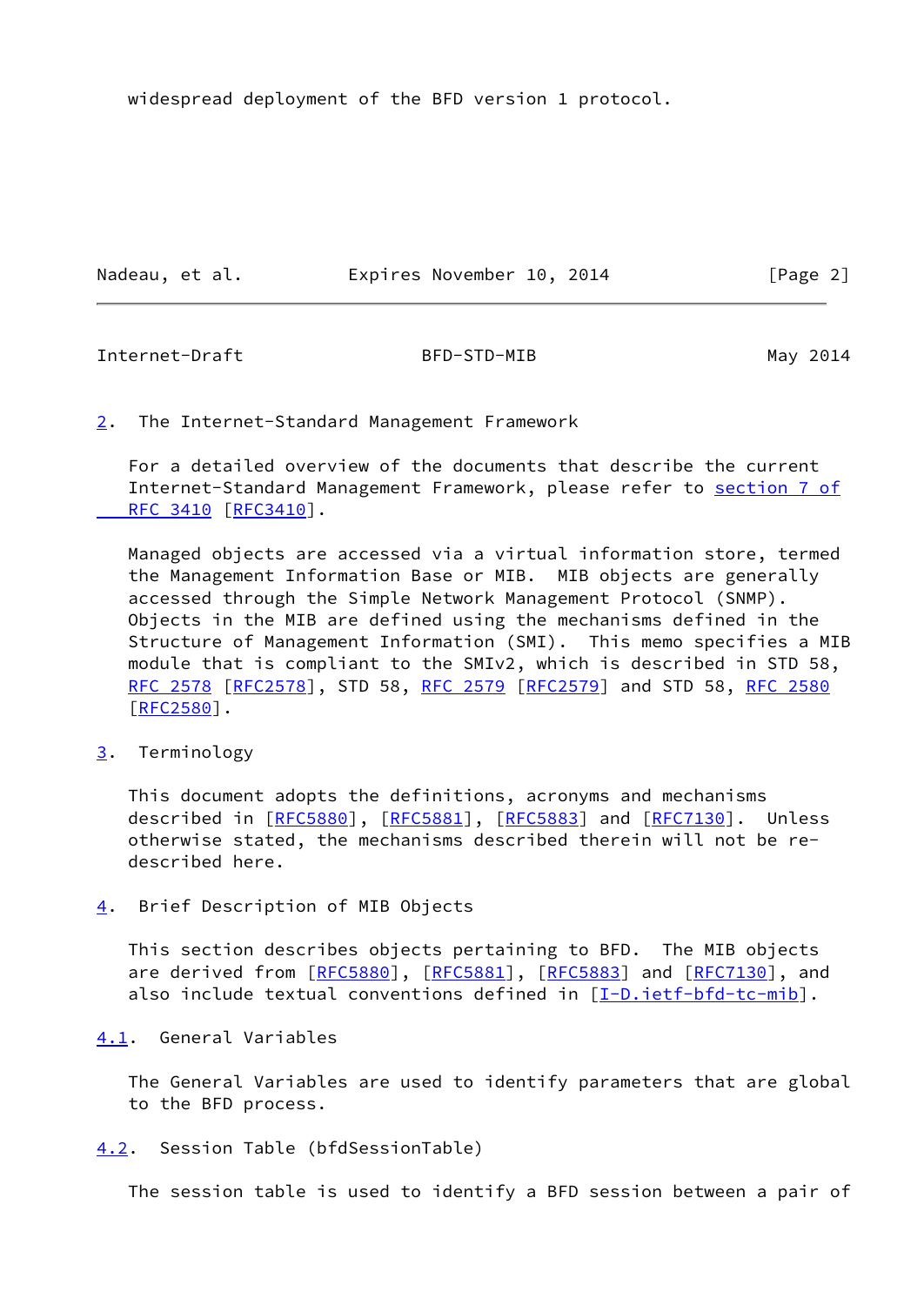widespread deployment of the BFD version 1 protocol.

## 2. The Internet-Standard Management Framework

For a detailed overview of the documents that describe the current Internet-Standard Management Framework, please refer to section 7 of RFC 3410 [RFC3410].

Managed objects are accessed via a virtual information store, termed the Management Information Base or MIB. MIB objects are generally accessed through the Simple Network Management Protocol (SNMP). Objects in the MIB are defined using the mechanisms defined in the Structure of Management Information (SMI). This memo specifies a MIB module that is compliant to the SMIv2, which is described in STD 58, RFC 2578 [RFC2578], STD 58, RFC 2579 [RFC2579] and STD 58, RFC 2580 [RFC2580].

## 3. Terminology

This document adopts the definitions, acronyms and mechanisms described in [RFC5880], [RFC5881], [RFC5883] and [RFC7130]. Unless otherwise stated, the mechanisms described therein will not be re-described here.

## 4. Brief Description of MIB Objects

This section describes objects pertaining to BFD. The MIB objects are derived from [RFC5880], [RFC5881], [RFC5883] and [RFC7130], and also include textual conventions defined in [I-D.ietf-bfd-tc-mib].

### 4.1. General Variables

The General Variables are used to identify parameters that are global to the BFD process.

### 4.2. Session Table (bfdSessionTable)

The session table is used to identify a BFD session between a pair of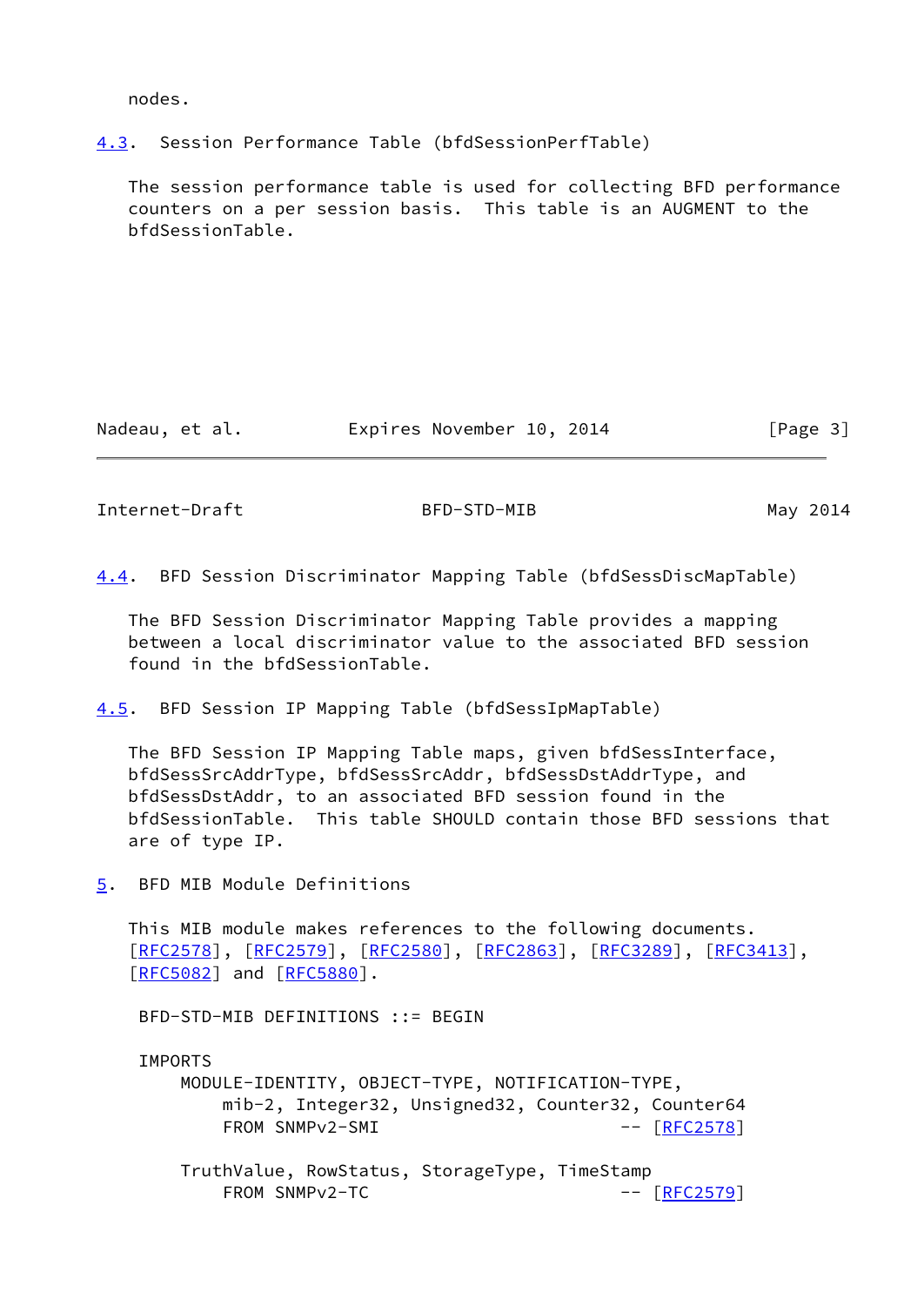nodes.

### 4.3. Session Performance Table (bfdSessionPerfTable)

The session performance table is used for collecting BFD performance counters on a per session basis. This table is an AUGMENT to the bfdSessionTable.

### 4.4. BFD Session Discriminator Mapping Table (bfdSessDiscMapTable)

The BFD Session Discriminator Mapping Table provides a mapping between a local discriminator value to the associated BFD session found in the bfdSessionTable.

### 4.5. BFD Session IP Mapping Table (bfdSessIpMapTable)

The BFD Session IP Mapping Table maps, given bfdSessInterface, bfdSessSrcAddrType, bfdSessSrcAddr, bfdSessDstAddrType, and bfdSessDstAddr, to an associated BFD session found in the bfdSessionTable. This table SHOULD contain those BFD sessions that are of type IP.

## 5. BFD MIB Module Definitions

This MIB module makes references to the following documents. [RFC2578], [RFC2579], [RFC2580], [RFC2863], [RFC3289], [RFC3413], [RFC5082] and [RFC5880].

```
BFD-STD-MIB DEFINITIONS ::= BEGIN

IMPORTS
    MODULE-IDENTITY, OBJECT-TYPE, NOTIFICATION-TYPE,
        mib-2, Integer32, Unsigned32, Counter32, Counter64
        FROM SNMPv2-SMI                          -- [RFC2578]

    TruthValue, RowStatus, StorageType, TimeStamp
        FROM SNMPv2-TC                           -- [RFC2579]
```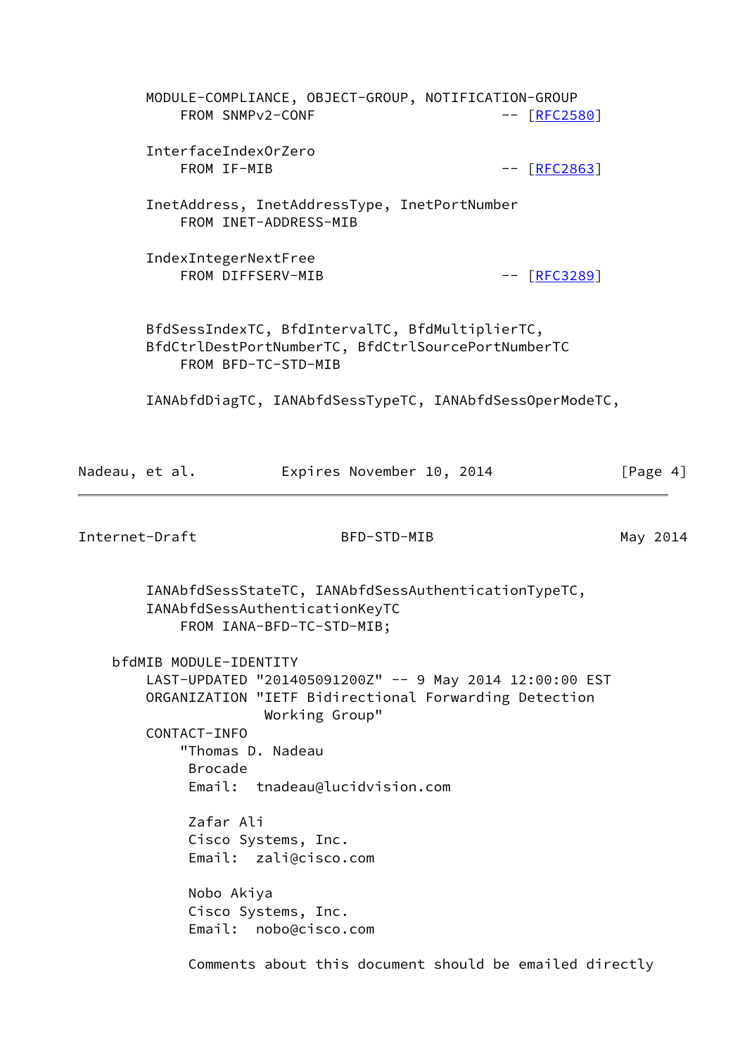```
        MODULE-COMPLIANCE, OBJECT-GROUP, NOTIFICATION-GROUP
            FROM SNMPv2-CONF                        -- [RFC2580]

        InterfaceIndexOrZero
            FROM IF-MIB                             -- [RFC2863]

        InetAddress, InetAddressType, InetPortNumber
            FROM INET-ADDRESS-MIB

        IndexIntegerNextFree
            FROM DIFFSERV-MIB                       -- [RFC3289]


        BfdSessIndexTC, BfdIntervalTC, BfdMultiplierTC,
        BfdCtrlDestPortNumberTC, BfdCtrlSourcePortNumberTC
            FROM BFD-TC-STD-MIB

        IANAbfdDiagTC, IANAbfdSessTypeTC, IANAbfdSessOperModeTC,
        IANAbfdSessStateTC, IANAbfdSessAuthenticationTypeTC,
        IANAbfdSessAuthenticationKeyTC
            FROM IANA-BFD-TC-STD-MIB;

    bfdMIB MODULE-IDENTITY
        LAST-UPDATED "201405091200Z" -- 9 May 2014 12:00:00 EST
        ORGANIZATION "IETF Bidirectional Forwarding Detection
                      Working Group"
        CONTACT-INFO
            "Thomas D. Nadeau
             Brocade
             Email:  tnadeau@lucidvision.com

             Zafar Ali
             Cisco Systems, Inc.
             Email:  zali@cisco.com

             Nobo Akiya
             Cisco Systems, Inc.
             Email:  nobo@cisco.com

             Comments about this document should be emailed directly
```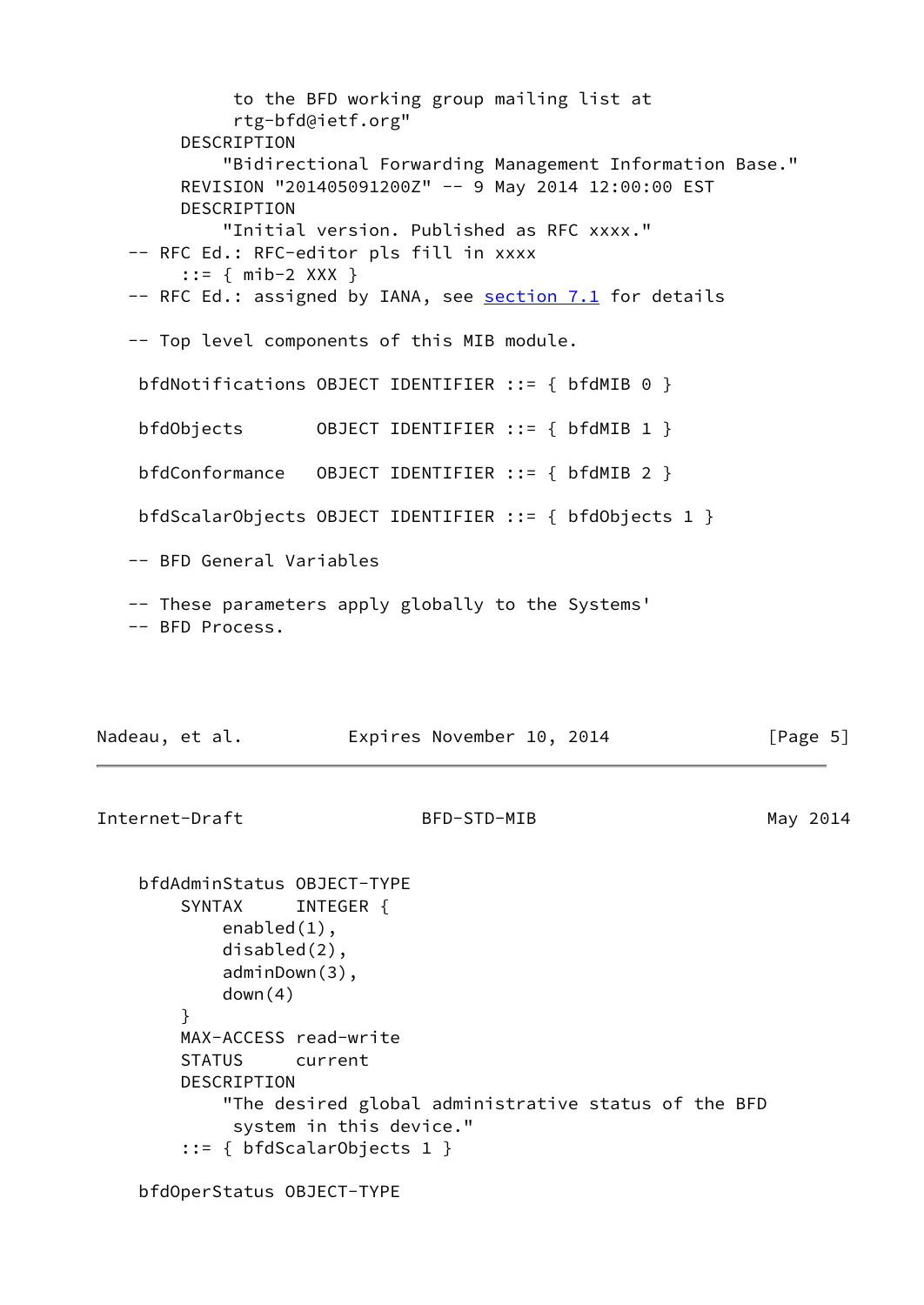```
            to the BFD working group mailing list at
            rtg-bfd@ietf.org"
        DESCRIPTION
            "Bidirectional Forwarding Management Information Base."
        REVISION "201405091200Z" -- 9 May 2014 12:00:00 EST
        DESCRIPTION
            "Initial version. Published as RFC xxxx."
   -- RFC Ed.: RFC-editor pls fill in xxxx
        ::= { mib-2 XXX }
   -- RFC Ed.: assigned by IANA, see section 7.1 for details

   -- Top level components of this MIB module.

    bfdNotifications OBJECT IDENTIFIER ::= { bfdMIB 0 }

    bfdObjects       OBJECT IDENTIFIER ::= { bfdMIB 1 }

    bfdConformance   OBJECT IDENTIFIER ::= { bfdMIB 2 }

    bfdScalarObjects OBJECT IDENTIFIER ::= { bfdObjects 1 }

   -- BFD General Variables

   -- These parameters apply globally to the Systems'
   -- BFD Process.
```

```
    bfdAdminStatus OBJECT-TYPE
        SYNTAX     INTEGER {
            enabled(1),
            disabled(2),
            adminDown(3),
            down(4)
        }
        MAX-ACCESS read-write
        STATUS     current
        DESCRIPTION
            "The desired global administrative status of the BFD
             system in this device."
        ::= { bfdScalarObjects 1 }

    bfdOperStatus OBJECT-TYPE
```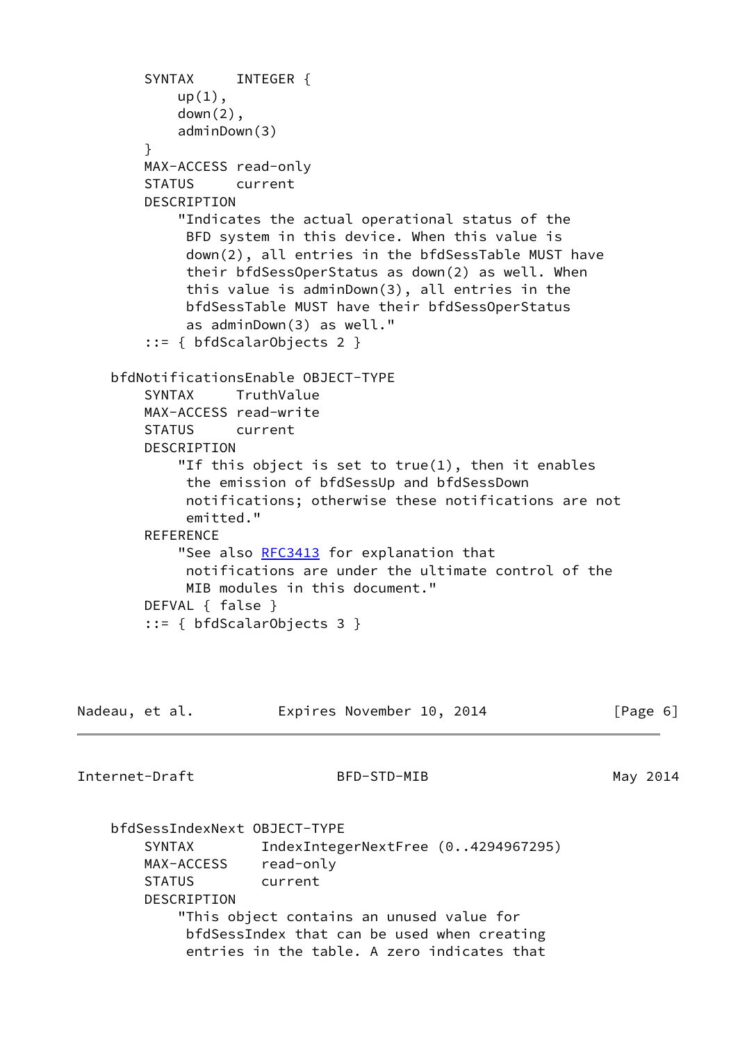```
        SYNTAX     INTEGER {
            up(1),
            down(2),
            adminDown(3)
        }
        MAX-ACCESS read-only
        STATUS     current
        DESCRIPTION
            "Indicates the actual operational status of the
             BFD system in this device. When this value is
             down(2), all entries in the bfdSessTable MUST have
             their bfdSessOperStatus as down(2) as well. When
             this value is adminDown(3), all entries in the
             bfdSessTable MUST have their bfdSessOperStatus
             as adminDown(3) as well."
        ::= { bfdScalarObjects 2 }

    bfdNotificationsEnable OBJECT-TYPE
        SYNTAX     TruthValue
        MAX-ACCESS read-write
        STATUS     current
        DESCRIPTION
            "If this object is set to true(1), then it enables
             the emission of bfdSessUp and bfdSessDown
             notifications; otherwise these notifications are not
             emitted."
        REFERENCE
            "See also RFC3413 for explanation that
             notifications are under the ultimate control of the
             MIB modules in this document."
        DEFVAL { false }
        ::= { bfdScalarObjects 3 }
```

```
    bfdSessIndexNext OBJECT-TYPE
        SYNTAX        IndexIntegerNextFree (0..4294967295)
        MAX-ACCESS    read-only
        STATUS        current
        DESCRIPTION
            "This object contains an unused value for
             bfdSessIndex that can be used when creating
             entries in the table. A zero indicates that
```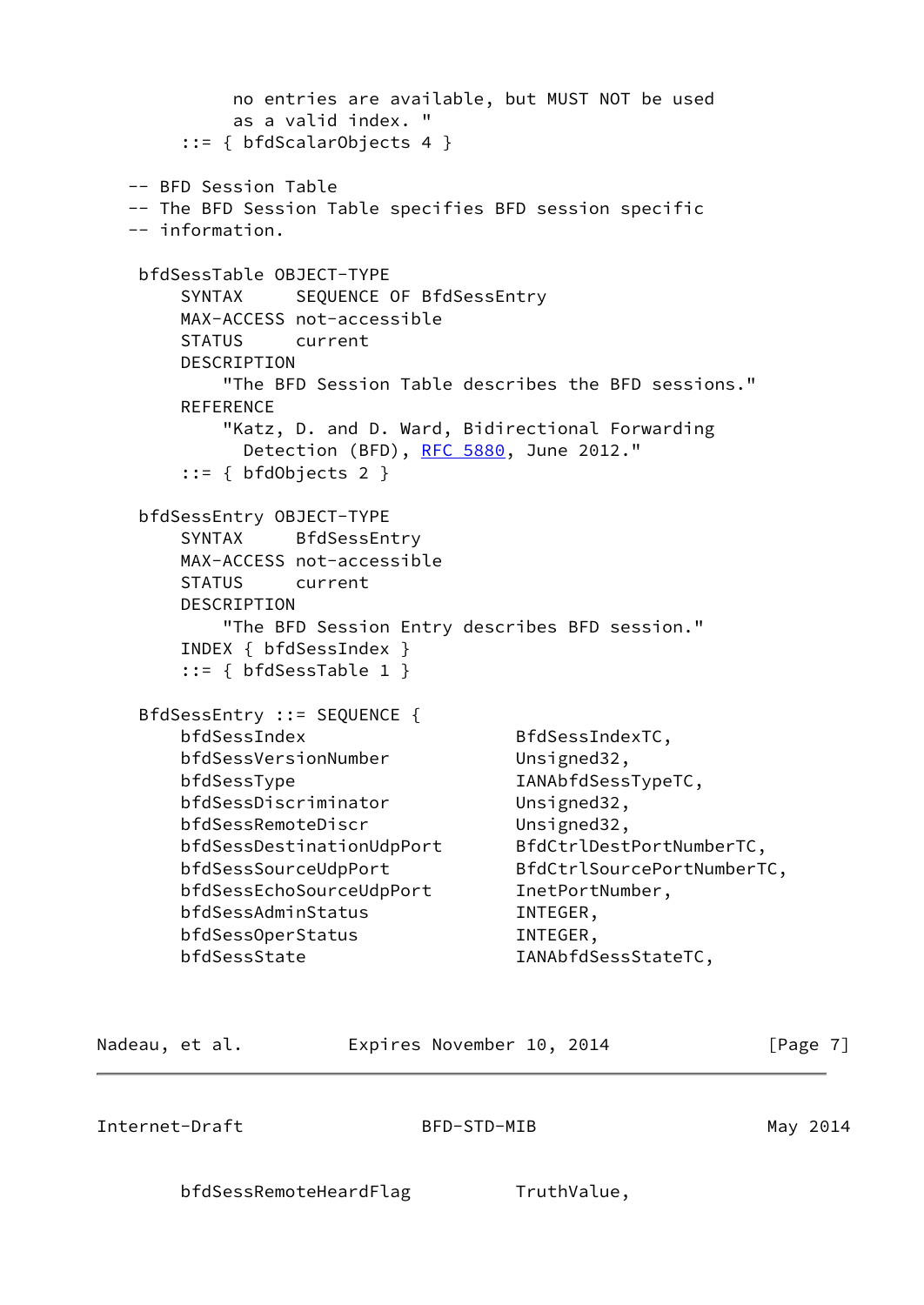```
           no entries are available, but MUST NOT be used
           as a valid index. "
       ::= { bfdScalarObjects 4 }

   -- BFD Session Table
   -- The BFD Session Table specifies BFD session specific
   -- information.

    bfdSessTable OBJECT-TYPE
        SYNTAX     SEQUENCE OF BfdSessEntry
        MAX-ACCESS not-accessible
        STATUS     current
        DESCRIPTION
            "The BFD Session Table describes the BFD sessions."
        REFERENCE
            "Katz, D. and D. Ward, Bidirectional Forwarding
              Detection (BFD), RFC 5880, June 2012."
        ::= { bfdObjects 2 }

    bfdSessEntry OBJECT-TYPE
        SYNTAX     BfdSessEntry
        MAX-ACCESS not-accessible
        STATUS     current
        DESCRIPTION
            "The BFD Session Entry describes BFD session."
        INDEX { bfdSessIndex }
        ::= { bfdSessTable 1 }

    BfdSessEntry ::= SEQUENCE {
        bfdSessIndex                    BfdSessIndexTC,
        bfdSessVersionNumber            Unsigned32,
        bfdSessType                     IANAbfdSessTypeTC,
        bfdSessDiscriminator            Unsigned32,
        bfdSessRemoteDiscr              Unsigned32,
        bfdSessDestinationUdpPort       BfdCtrlDestPortNumberTC,
        bfdSessSourceUdpPort            BfdCtrlSourcePortNumberTC,
        bfdSessEchoSourceUdpPort        InetPortNumber,
        bfdSessAdminStatus              INTEGER,
        bfdSessOperStatus               INTEGER,
        bfdSessState                    IANAbfdSessStateTC,
        bfdSessRemoteHeardFlag          TruthValue,
```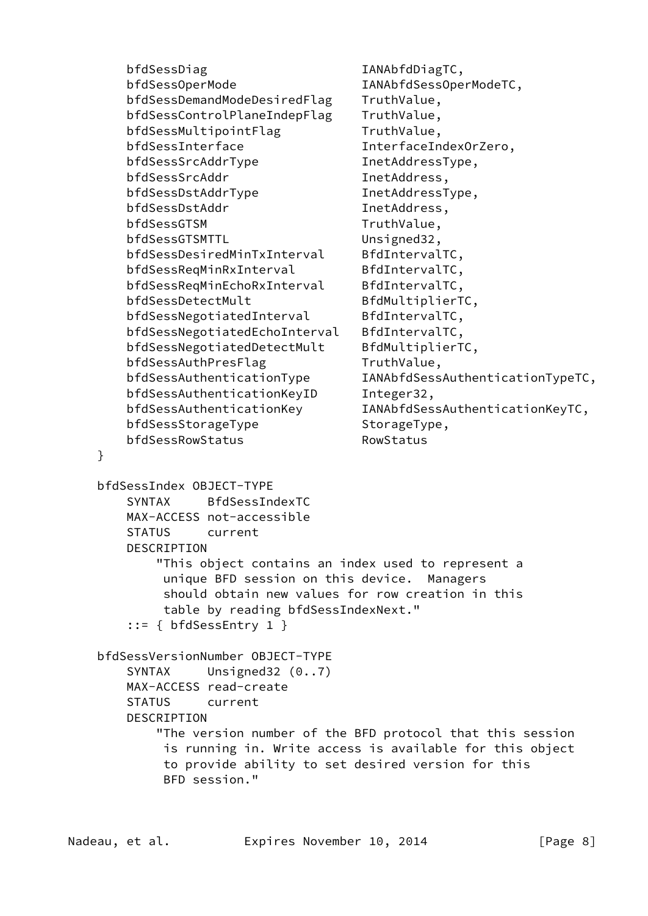```
        bfdSessDiag                      IANAbfdDiagTC,
        bfdSessOperMode                  IANAbfdSessOperModeTC,
        bfdSessDemandModeDesiredFlag     TruthValue,
        bfdSessControlPlaneIndepFlag     TruthValue,
        bfdSessMultipointFlag            TruthValue,
        bfdSessInterface                 InterfaceIndexOrZero,
        bfdSessSrcAddrType               InetAddressType,
        bfdSessSrcAddr                   InetAddress,
        bfdSessDstAddrType               InetAddressType,
        bfdSessDstAddr                   InetAddress,
        bfdSessGTSM                      TruthValue,
        bfdSessGTSMTTL                   Unsigned32,
        bfdSessDesiredMinTxInterval      BfdIntervalTC,
        bfdSessReqMinRxInterval          BfdIntervalTC,
        bfdSessReqMinEchoRxInterval      BfdIntervalTC,
        bfdSessDetectMult                BfdMultiplierTC,
        bfdSessNegotiatedInterval        BfdIntervalTC,
        bfdSessNegotiatedEchoInterval    BfdIntervalTC,
        bfdSessNegotiatedDetectMult      BfdMultiplierTC,
        bfdSessAuthPresFlag              TruthValue,
        bfdSessAuthenticationType        IANAbfdSessAuthenticationTypeTC,
        bfdSessAuthenticationKeyID       Integer32,
        bfdSessAuthenticationKey         IANAbfdSessAuthenticationKeyTC,
        bfdSessStorageType               StorageType,
        bfdSessRowStatus                 RowStatus
    }

    bfdSessIndex OBJECT-TYPE
        SYNTAX     BfdSessIndexTC
        MAX-ACCESS not-accessible
        STATUS     current
        DESCRIPTION
            "This object contains an index used to represent a
             unique BFD session on this device.  Managers
             should obtain new values for row creation in this
             table by reading bfdSessIndexNext."
        ::= { bfdSessEntry 1 }

    bfdSessVersionNumber OBJECT-TYPE
        SYNTAX     Unsigned32 (0..7)
        MAX-ACCESS read-create
        STATUS     current
        DESCRIPTION
            "The version number of the BFD protocol that this session
             is running in. Write access is available for this object
             to provide ability to set desired version for this
             BFD session."
```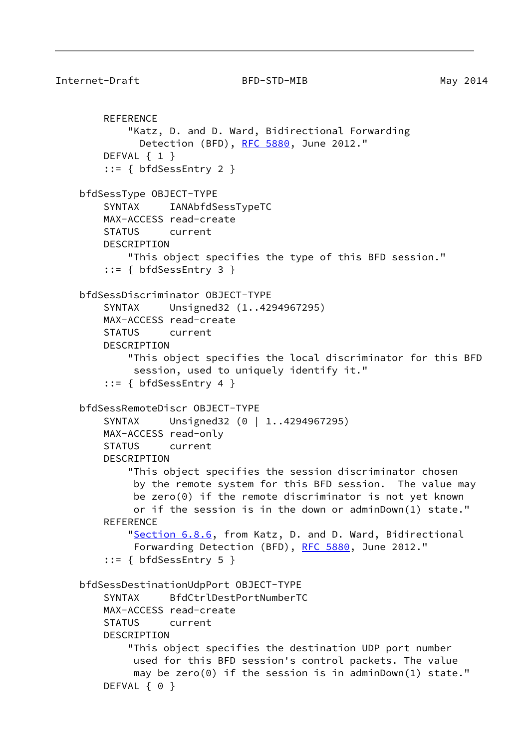```
        REFERENCE
            "Katz, D. and D. Ward, Bidirectional Forwarding
              Detection (BFD), RFC 5880, June 2012."
        DEFVAL { 1 }
        ::= { bfdSessEntry 2 }

    bfdSessType OBJECT-TYPE
        SYNTAX     IANAbfdSessTypeTC
        MAX-ACCESS read-create
        STATUS     current
        DESCRIPTION
            "This object specifies the type of this BFD session."
        ::= { bfdSessEntry 3 }

    bfdSessDiscriminator OBJECT-TYPE
        SYNTAX     Unsigned32 (1..4294967295)
        MAX-ACCESS read-create
        STATUS     current
        DESCRIPTION
            "This object specifies the local discriminator for this BFD
             session, used to uniquely identify it."
        ::= { bfdSessEntry 4 }

    bfdSessRemoteDiscr OBJECT-TYPE
        SYNTAX     Unsigned32 (0 | 1..4294967295)
        MAX-ACCESS read-only
        STATUS     current
        DESCRIPTION
            "This object specifies the session discriminator chosen
             by the remote system for this BFD session.  The value may
             be zero(0) if the remote discriminator is not yet known
             or if the session is in the down or adminDown(1) state."
        REFERENCE
            "Section 6.8.6, from Katz, D. and D. Ward, Bidirectional
             Forwarding Detection (BFD), RFC 5880, June 2012."
        ::= { bfdSessEntry 5 }

    bfdSessDestinationUdpPort OBJECT-TYPE
        SYNTAX     BfdCtrlDestPortNumberTC
        MAX-ACCESS read-create
        STATUS     current
        DESCRIPTION
            "This object specifies the destination UDP port number
             used for this BFD session's control packets. The value
             may be zero(0) if the session is in adminDown(1) state."
        DEFVAL { 0 }
```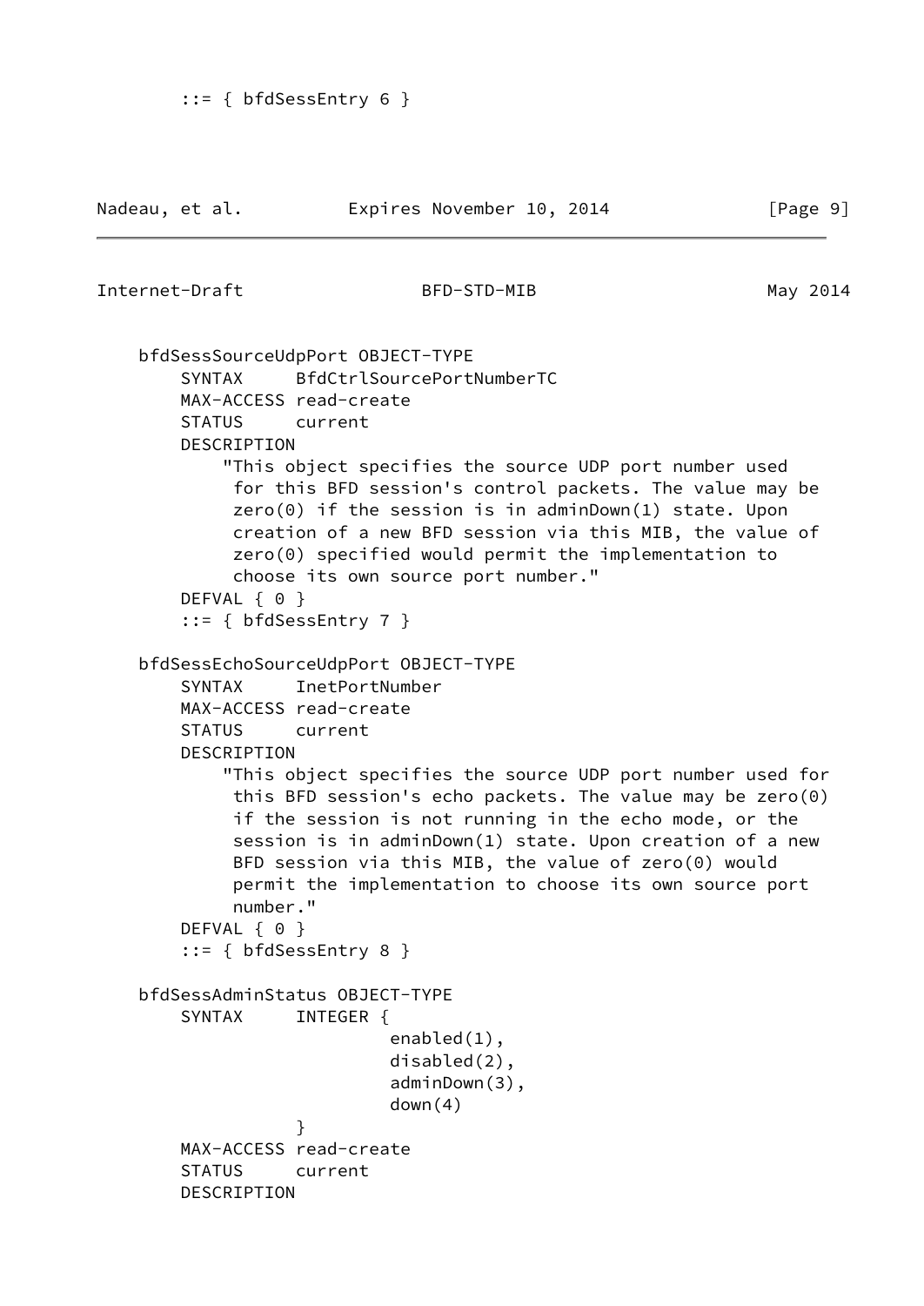```
       ::= { bfdSessEntry 6 }
```

```
    bfdSessSourceUdpPort OBJECT-TYPE
        SYNTAX     BfdCtrlSourcePortNumberTC
        MAX-ACCESS read-create
        STATUS     current
        DESCRIPTION
            "This object specifies the source UDP port number used
             for this BFD session's control packets. The value may be
             zero(0) if the session is in adminDown(1) state. Upon
             creation of a new BFD session via this MIB, the value of
             zero(0) specified would permit the implementation to
             choose its own source port number."
        DEFVAL { 0 }
        ::= { bfdSessEntry 7 }

    bfdSessEchoSourceUdpPort OBJECT-TYPE
        SYNTAX     InetPortNumber
        MAX-ACCESS read-create
        STATUS     current
        DESCRIPTION
            "This object specifies the source UDP port number used for
             this BFD session's echo packets. The value may be zero(0)
             if the session is not running in the echo mode, or the
             session is in adminDown(1) state. Upon creation of a new
             BFD session via this MIB, the value of zero(0) would
             permit the implementation to choose its own source port
             number."
        DEFVAL { 0 }
        ::= { bfdSessEntry 8 }

    bfdSessAdminStatus OBJECT-TYPE
        SYNTAX     INTEGER {
                            enabled(1),
                            disabled(2),
                            adminDown(3),
                            down(4)
                   }
        MAX-ACCESS read-create
        STATUS     current
        DESCRIPTION
```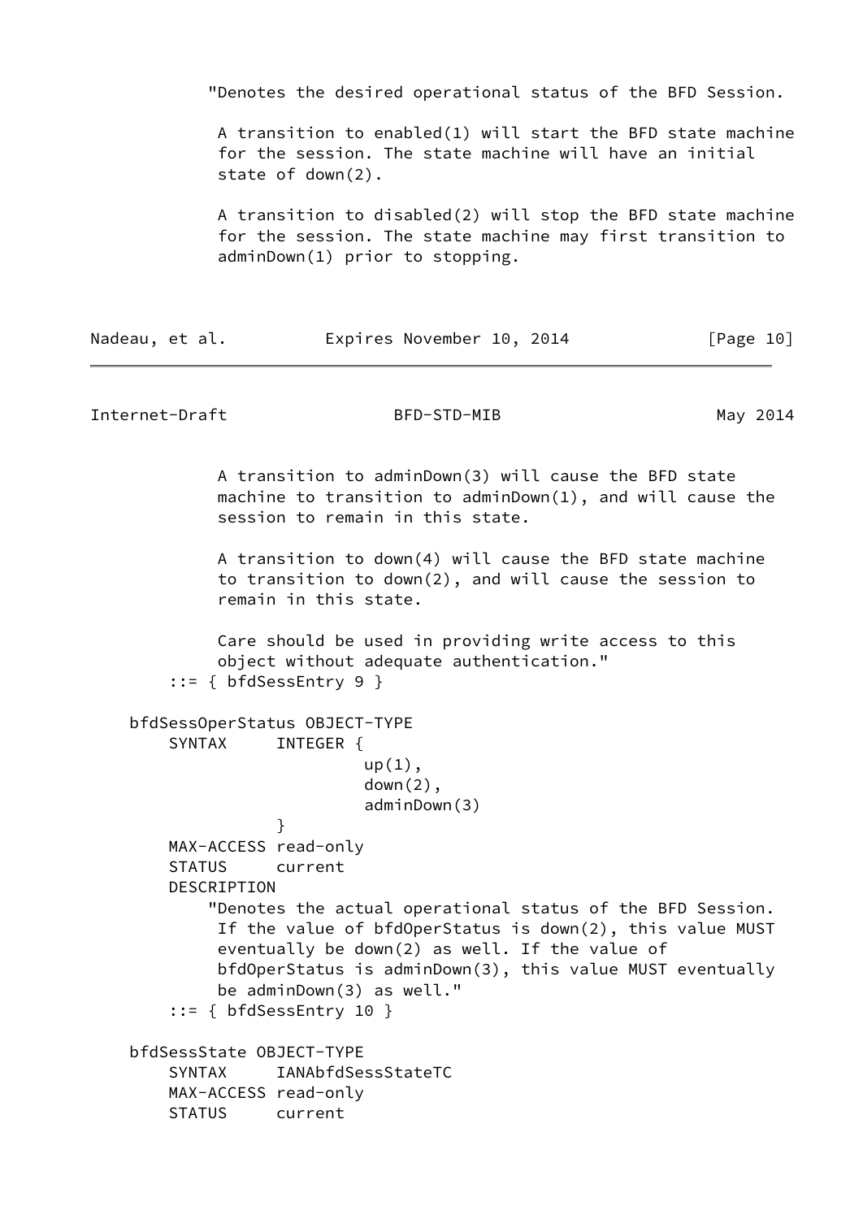```
            "Denotes the desired operational status of the BFD Session.

             A transition to enabled(1) will start the BFD state machine
             for the session. The state machine will have an initial
             state of down(2).

             A transition to disabled(2) will stop the BFD state machine
             for the session. The state machine may first transition to
             adminDown(1) prior to stopping.
```

```
             A transition to adminDown(3) will cause the BFD state
             machine to transition to adminDown(1), and will cause the
             session to remain in this state.

             A transition to down(4) will cause the BFD state machine
             to transition to down(2), and will cause the session to
             remain in this state.

             Care should be used in providing write access to this
             object without adequate authentication."
        ::= { bfdSessEntry 9 }

    bfdSessOperStatus OBJECT-TYPE
        SYNTAX     INTEGER {
                       up(1),
                       down(2),
                       adminDown(3)
                   }
        MAX-ACCESS read-only
        STATUS     current
        DESCRIPTION
            "Denotes the actual operational status of the BFD Session.
             If the value of bfdOperStatus is down(2), this value MUST
             eventually be down(2) as well. If the value of
             bfdOperStatus is adminDown(3), this value MUST eventually
             be adminDown(3) as well."
        ::= { bfdSessEntry 10 }

    bfdSessState OBJECT-TYPE
        SYNTAX     IANAbfdSessStateTC
        MAX-ACCESS read-only
        STATUS     current
```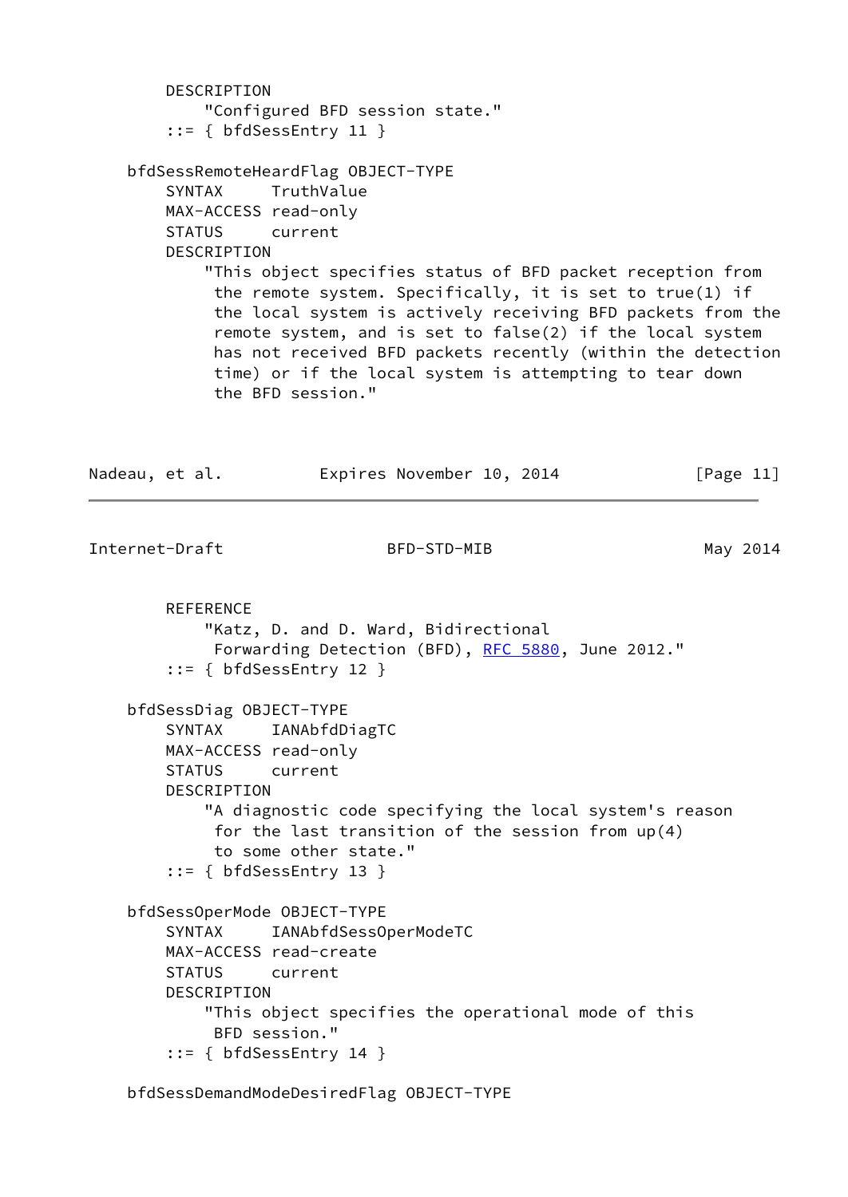```
        DESCRIPTION
            "Configured BFD session state."
        ::= { bfdSessEntry 11 }

    bfdSessRemoteHeardFlag OBJECT-TYPE
        SYNTAX     TruthValue
        MAX-ACCESS read-only
        STATUS     current
        DESCRIPTION
            "This object specifies status of BFD packet reception from
             the remote system. Specifically, it is set to true(1) if
             the local system is actively receiving BFD packets from the
             remote system, and is set to false(2) if the local system
             has not received BFD packets recently (within the detection
             time) or if the local system is attempting to tear down
             the BFD session."
        REFERENCE
            "Katz, D. and D. Ward, Bidirectional
             Forwarding Detection (BFD), RFC 5880, June 2012."
        ::= { bfdSessEntry 12 }

    bfdSessDiag OBJECT-TYPE
        SYNTAX     IANAbfdDiagTC
        MAX-ACCESS read-only
        STATUS     current
        DESCRIPTION
            "A diagnostic code specifying the local system's reason
             for the last transition of the session from up(4)
             to some other state."
        ::= { bfdSessEntry 13 }

    bfdSessOperMode OBJECT-TYPE
        SYNTAX     IANAbfdSessOperModeTC
        MAX-ACCESS read-create
        STATUS     current
        DESCRIPTION
            "This object specifies the operational mode of this
             BFD session."
        ::= { bfdSessEntry 14 }

    bfdSessDemandModeDesiredFlag OBJECT-TYPE
```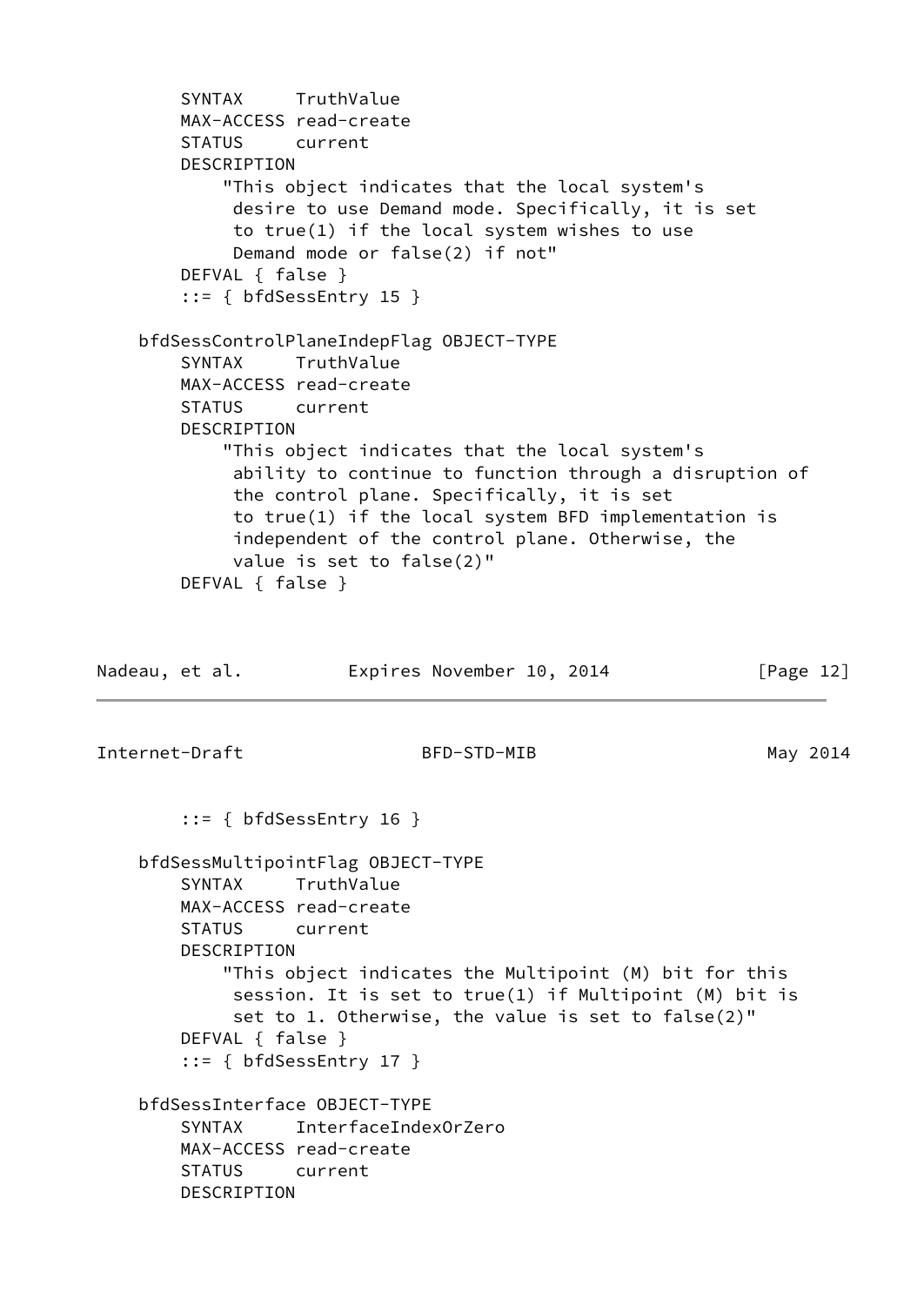```
        SYNTAX     TruthValue
        MAX-ACCESS read-create
        STATUS     current
        DESCRIPTION
            "This object indicates that the local system's
             desire to use Demand mode. Specifically, it is set
             to true(1) if the local system wishes to use
             Demand mode or false(2) if not"
        DEFVAL { false }
        ::= { bfdSessEntry 15 }

    bfdSessControlPlaneIndepFlag OBJECT-TYPE
        SYNTAX     TruthValue
        MAX-ACCESS read-create
        STATUS     current
        DESCRIPTION
            "This object indicates that the local system's
             ability to continue to function through a disruption of
             the control plane. Specifically, it is set
             to true(1) if the local system BFD implementation is
             independent of the control plane. Otherwise, the
             value is set to false(2)"
        DEFVAL { false }
        ::= { bfdSessEntry 16 }

    bfdSessMultipointFlag OBJECT-TYPE
        SYNTAX     TruthValue
        MAX-ACCESS read-create
        STATUS     current
        DESCRIPTION
            "This object indicates the Multipoint (M) bit for this
             session. It is set to true(1) if Multipoint (M) bit is
             set to 1. Otherwise, the value is set to false(2)"
        DEFVAL { false }
        ::= { bfdSessEntry 17 }

    bfdSessInterface OBJECT-TYPE
        SYNTAX     InterfaceIndexOrZero
        MAX-ACCESS read-create
        STATUS     current
        DESCRIPTION
```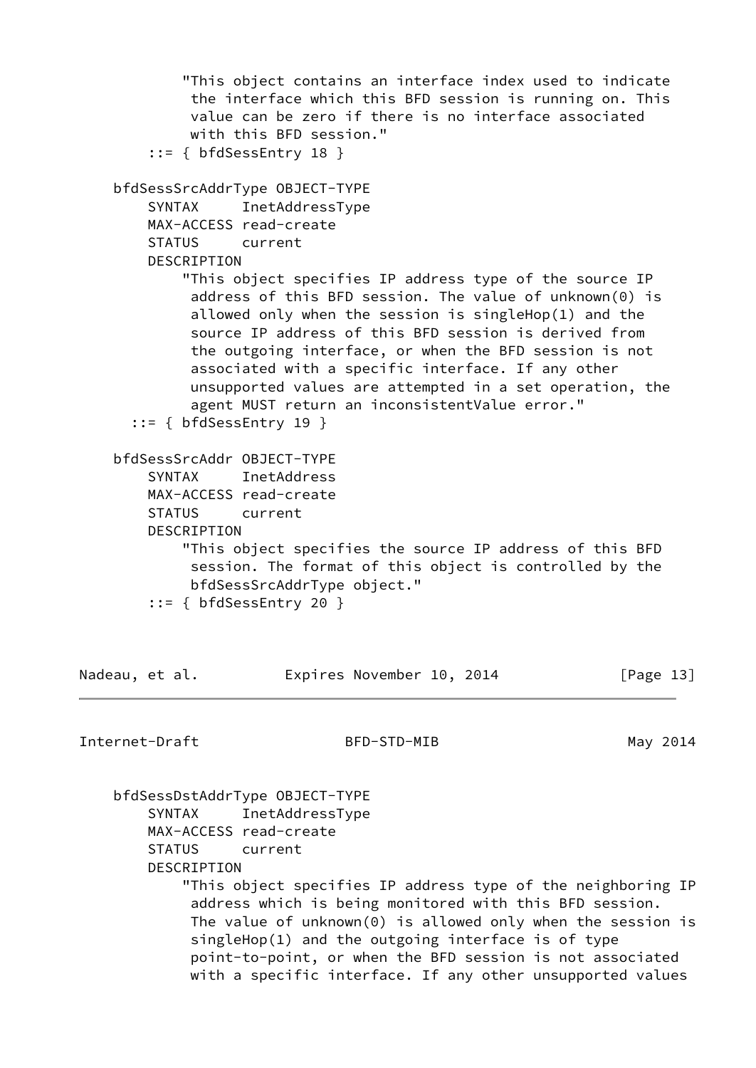```
            "This object contains an interface index used to indicate
             the interface which this BFD session is running on. This
             value can be zero if there is no interface associated
             with this BFD session."
        ::= { bfdSessEntry 18 }

    bfdSessSrcAddrType OBJECT-TYPE
        SYNTAX     InetAddressType
        MAX-ACCESS read-create
        STATUS     current
        DESCRIPTION
            "This object specifies IP address type of the source IP
             address of this BFD session. The value of unknown(0) is
             allowed only when the session is singleHop(1) and the
             source IP address of this BFD session is derived from
             the outgoing interface, or when the BFD session is not
             associated with a specific interface. If any other
             unsupported values are attempted in a set operation, the
             agent MUST return an inconsistentValue error."
      ::= { bfdSessEntry 19 }

    bfdSessSrcAddr OBJECT-TYPE
        SYNTAX     InetAddress
        MAX-ACCESS read-create
        STATUS     current
        DESCRIPTION
            "This object specifies the source IP address of this BFD
             session. The format of this object is controlled by the
             bfdSessSrcAddrType object."
        ::= { bfdSessEntry 20 }

    bfdSessDstAddrType OBJECT-TYPE
        SYNTAX     InetAddressType
        MAX-ACCESS read-create
        STATUS     current
        DESCRIPTION
            "This object specifies IP address type of the neighboring IP
             address which is being monitored with this BFD session.
             The value of unknown(0) is allowed only when the session is
             singleHop(1) and the outgoing interface is of type
             point-to-point, or when the BFD session is not associated
             with a specific interface. If any other unsupported values
```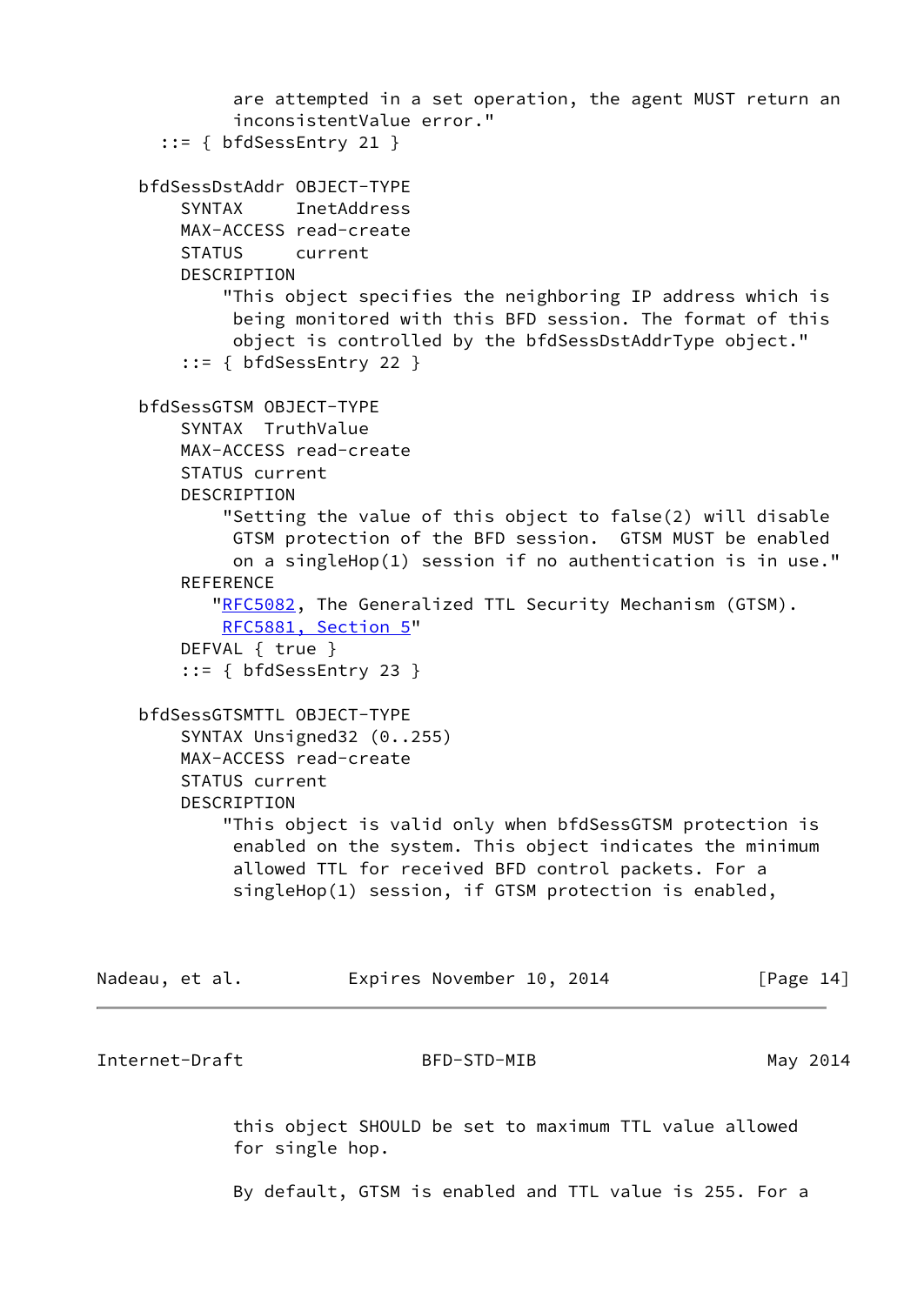```
           are attempted in a set operation, the agent MUST return an
           inconsistentValue error."
      ::= { bfdSessEntry 21 }

    bfdSessDstAddr OBJECT-TYPE
        SYNTAX     InetAddress
        MAX-ACCESS read-create
        STATUS     current
        DESCRIPTION
            "This object specifies the neighboring IP address which is
             being monitored with this BFD session. The format of this
             object is controlled by the bfdSessDstAddrType object."
        ::= { bfdSessEntry 22 }

    bfdSessGTSM OBJECT-TYPE
        SYNTAX  TruthValue
        MAX-ACCESS read-create
        STATUS current
        DESCRIPTION
            "Setting the value of this object to false(2) will disable
             GTSM protection of the BFD session.  GTSM MUST be enabled
             on a singleHop(1) session if no authentication is in use."
        REFERENCE
           "RFC5082, The Generalized TTL Security Mechanism (GTSM).
            RFC5881, Section 5"
        DEFVAL { true }
        ::= { bfdSessEntry 23 }

    bfdSessGTSMTTL OBJECT-TYPE
        SYNTAX Unsigned32 (0..255)
        MAX-ACCESS read-create
        STATUS current
        DESCRIPTION
            "This object is valid only when bfdSessGTSM protection is
             enabled on the system. This object indicates the minimum
             allowed TTL for received BFD control packets. For a
             singleHop(1) session, if GTSM protection is enabled,
             this object SHOULD be set to maximum TTL value allowed
             for single hop.

             By default, GTSM is enabled and TTL value is 255. For a
```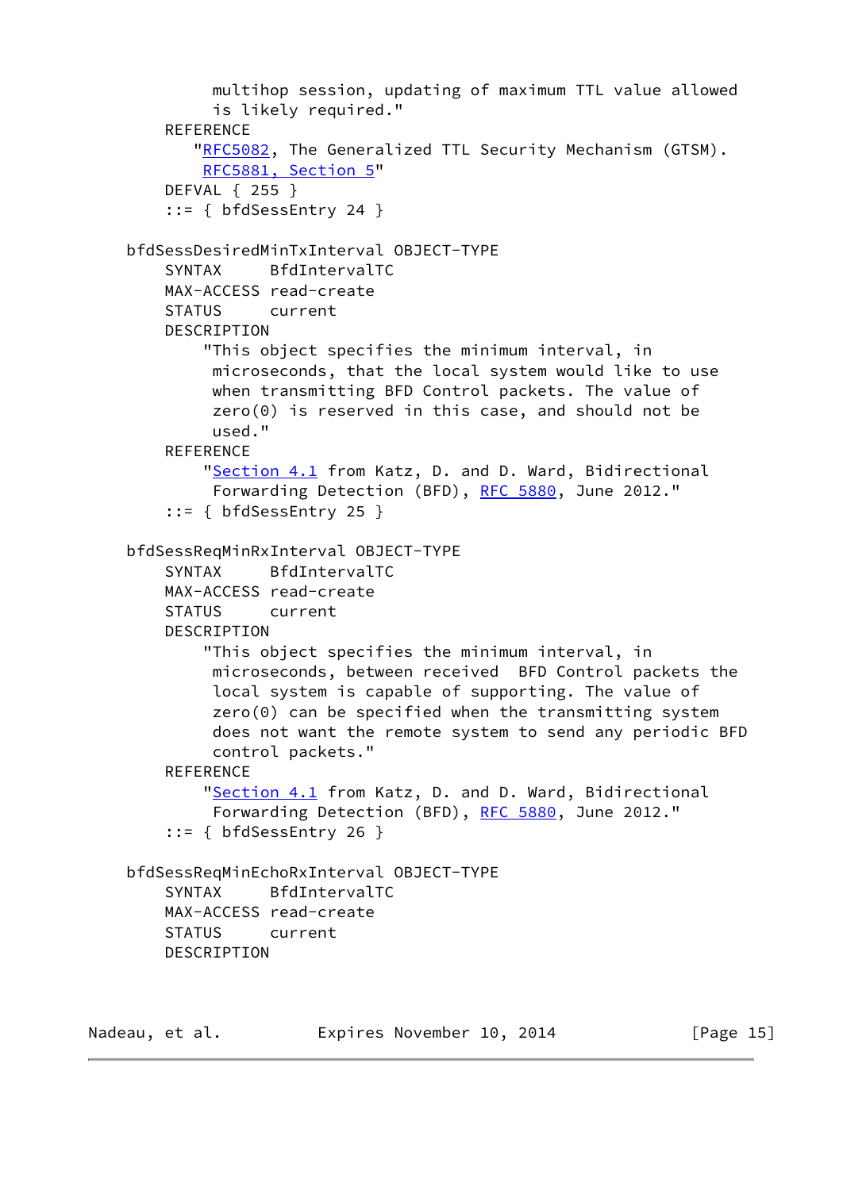```
             multihop session, updating of maximum TTL value allowed
             is likely required."
        REFERENCE
           "RFC5082, The Generalized TTL Security Mechanism (GTSM).
            RFC5881, Section 5"
        DEFVAL { 255 }
        ::= { bfdSessEntry 24 }

    bfdSessDesiredMinTxInterval OBJECT-TYPE
        SYNTAX      BfdIntervalTC
        MAX-ACCESS read-create
        STATUS      current
        DESCRIPTION
            "This object specifies the minimum interval, in
             microseconds, that the local system would like to use
             when transmitting BFD Control packets. The value of
             zero(0) is reserved in this case, and should not be
             used."
        REFERENCE
            "Section 4.1 from Katz, D. and D. Ward, Bidirectional
             Forwarding Detection (BFD), RFC 5880, June 2012."
        ::= { bfdSessEntry 25 }

    bfdSessReqMinRxInterval OBJECT-TYPE
        SYNTAX      BfdIntervalTC
        MAX-ACCESS read-create
        STATUS      current
        DESCRIPTION
            "This object specifies the minimum interval, in
             microseconds, between received  BFD Control packets the
             local system is capable of supporting. The value of
             zero(0) can be specified when the transmitting system
             does not want the remote system to send any periodic BFD
             control packets."
        REFERENCE
            "Section 4.1 from Katz, D. and D. Ward, Bidirectional
             Forwarding Detection (BFD), RFC 5880, June 2012."
        ::= { bfdSessEntry 26 }

    bfdSessReqMinEchoRxInterval OBJECT-TYPE
        SYNTAX      BfdIntervalTC
        MAX-ACCESS read-create
        STATUS      current
        DESCRIPTION
```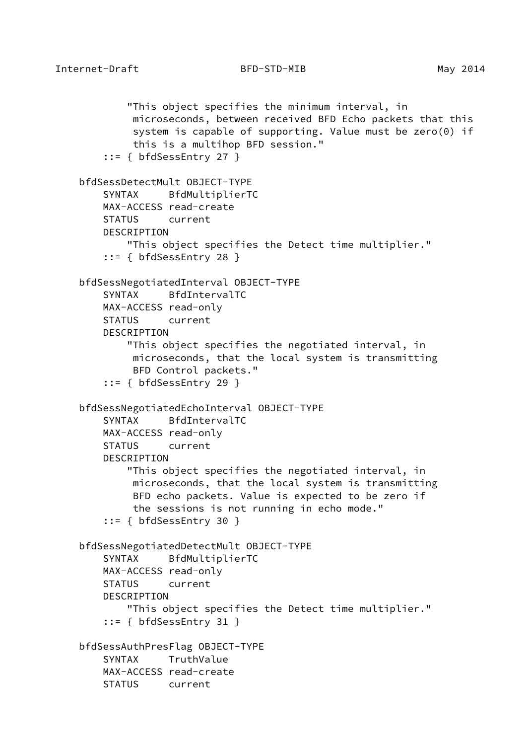```
            "This object specifies the minimum interval, in
             microseconds, between received BFD Echo packets that this
             system is capable of supporting. Value must be zero(0) if
             this is a multihop BFD session."
        ::= { bfdSessEntry 27 }

    bfdSessDetectMult OBJECT-TYPE
        SYNTAX     BfdMultiplierTC
        MAX-ACCESS read-create
        STATUS     current
        DESCRIPTION
            "This object specifies the Detect time multiplier."
        ::= { bfdSessEntry 28 }

    bfdSessNegotiatedInterval OBJECT-TYPE
        SYNTAX     BfdIntervalTC
        MAX-ACCESS read-only
        STATUS     current
        DESCRIPTION
            "This object specifies the negotiated interval, in
             microseconds, that the local system is transmitting
             BFD Control packets."
        ::= { bfdSessEntry 29 }

    bfdSessNegotiatedEchoInterval OBJECT-TYPE
        SYNTAX     BfdIntervalTC
        MAX-ACCESS read-only
        STATUS     current
        DESCRIPTION
            "This object specifies the negotiated interval, in
             microseconds, that the local system is transmitting
             BFD echo packets. Value is expected to be zero if
             the sessions is not running in echo mode."
        ::= { bfdSessEntry 30 }

    bfdSessNegotiatedDetectMult OBJECT-TYPE
        SYNTAX     BfdMultiplierTC
        MAX-ACCESS read-only
        STATUS     current
        DESCRIPTION
            "This object specifies the Detect time multiplier."
        ::= { bfdSessEntry 31 }

    bfdSessAuthPresFlag OBJECT-TYPE
        SYNTAX     TruthValue
        MAX-ACCESS read-create
        STATUS     current
```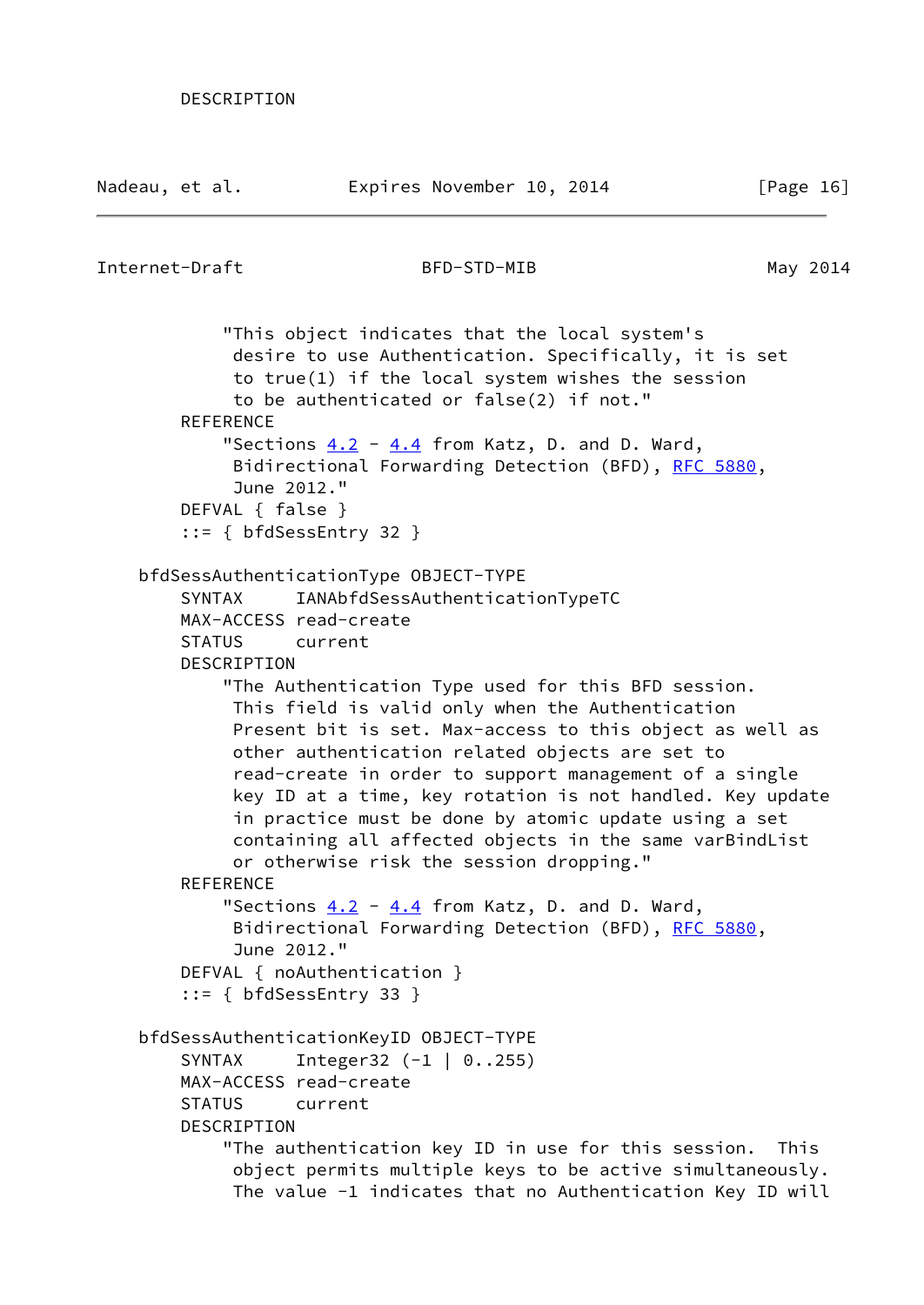```
        DESCRIPTION
```

```
            "This object indicates that the local system's
             desire to use Authentication. Specifically, it is set
             to true(1) if the local system wishes the session
             to be authenticated or false(2) if not."
        REFERENCE
            "Sections 4.2 - 4.4 from Katz, D. and D. Ward,
             Bidirectional Forwarding Detection (BFD), RFC 5880,
             June 2012."
        DEFVAL { false }
        ::= { bfdSessEntry 32 }

    bfdSessAuthenticationType OBJECT-TYPE
        SYNTAX     IANAbfdSessAuthenticationTypeTC
        MAX-ACCESS read-create
        STATUS     current
        DESCRIPTION
            "The Authentication Type used for this BFD session.
             This field is valid only when the Authentication
             Present bit is set. Max-access to this object as well as
             other authentication related objects are set to
             read-create in order to support management of a single
             key ID at a time, key rotation is not handled. Key update
             in practice must be done by atomic update using a set
             containing all affected objects in the same varBindList
             or otherwise risk the session dropping."
        REFERENCE
            "Sections 4.2 - 4.4 from Katz, D. and D. Ward,
             Bidirectional Forwarding Detection (BFD), RFC 5880,
             June 2012."
        DEFVAL { noAuthentication }
        ::= { bfdSessEntry 33 }

    bfdSessAuthenticationKeyID OBJECT-TYPE
        SYNTAX     Integer32 (-1 | 0..255)
        MAX-ACCESS read-create
        STATUS     current
        DESCRIPTION
            "The authentication key ID in use for this session.  This
             object permits multiple keys to be active simultaneously.
             The value -1 indicates that no Authentication Key ID will
```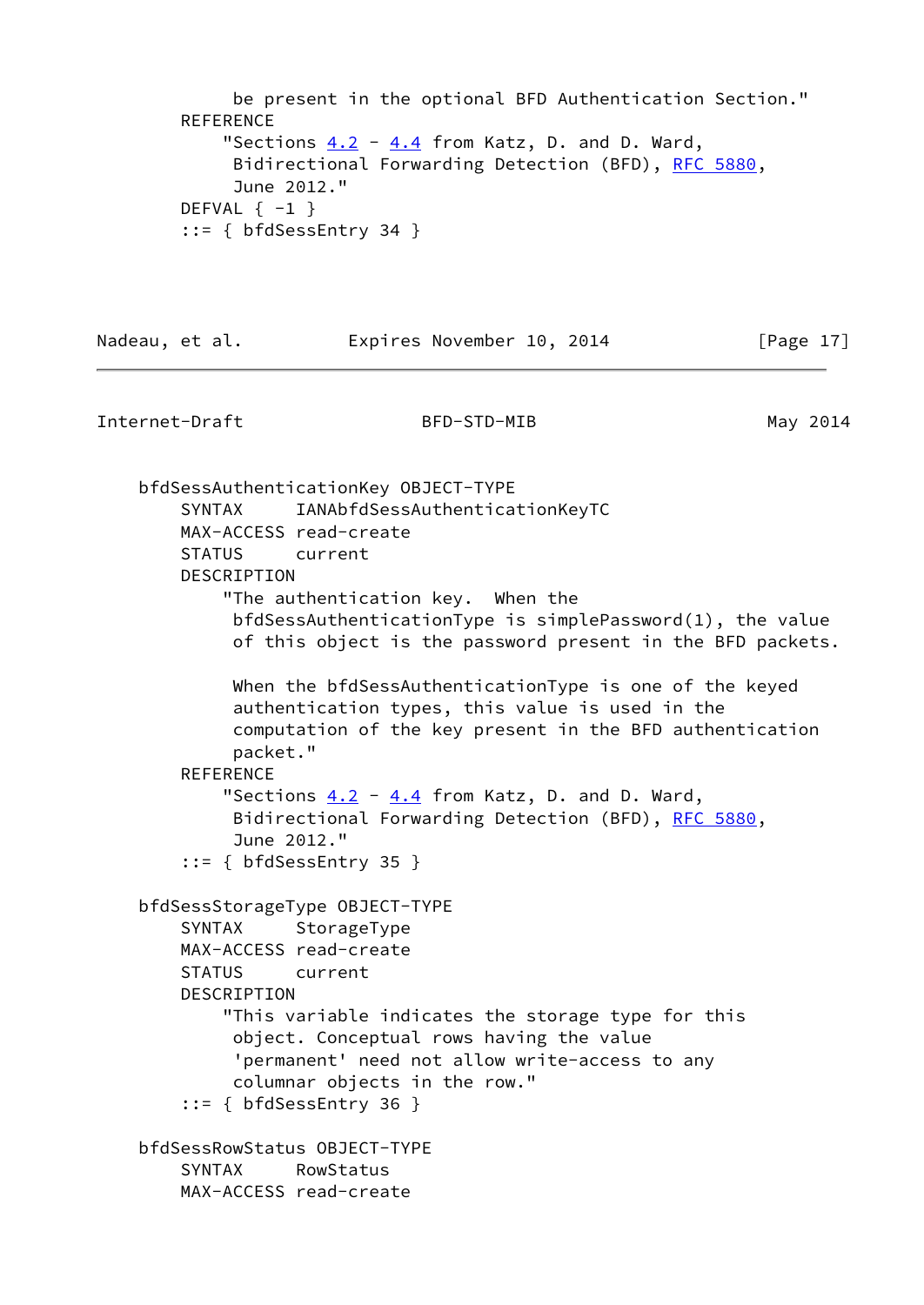```
           be present in the optional BFD Authentication Section."
       REFERENCE
           "Sections 4.2 - 4.4 from Katz, D. and D. Ward,
            Bidirectional Forwarding Detection (BFD), RFC 5880,
            June 2012."
       DEFVAL { -1 }
       ::= { bfdSessEntry 34 }
```

```
   bfdSessAuthenticationKey OBJECT-TYPE
       SYNTAX      IANAbfdSessAuthenticationKeyTC
       MAX-ACCESS read-create
       STATUS      current
       DESCRIPTION
           "The authentication key.  When the
            bfdSessAuthenticationType is simplePassword(1), the value
            of this object is the password present in the BFD packets.

            When the bfdSessAuthenticationType is one of the keyed
            authentication types, this value is used in the
            computation of the key present in the BFD authentication
            packet."
       REFERENCE
           "Sections 4.2 - 4.4 from Katz, D. and D. Ward,
            Bidirectional Forwarding Detection (BFD), RFC 5880,
            June 2012."
       ::= { bfdSessEntry 35 }

   bfdSessStorageType OBJECT-TYPE
       SYNTAX      StorageType
       MAX-ACCESS read-create
       STATUS      current
       DESCRIPTION
           "This variable indicates the storage type for this
            object. Conceptual rows having the value
            'permanent' need not allow write-access to any
            columnar objects in the row."
       ::= { bfdSessEntry 36 }

   bfdSessRowStatus OBJECT-TYPE
       SYNTAX      RowStatus
       MAX-ACCESS read-create
```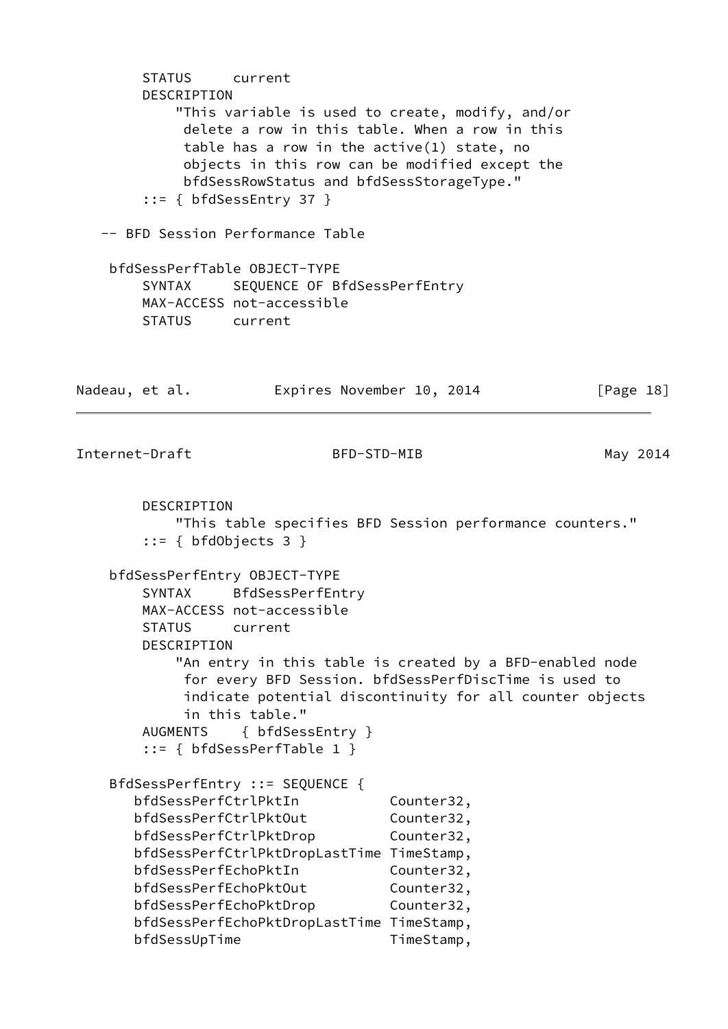```
        STATUS     current
        DESCRIPTION
            "This variable is used to create, modify, and/or
             delete a row in this table. When a row in this
             table has a row in the active(1) state, no
             objects in this row can be modified except the
             bfdSessRowStatus and bfdSessStorageType."
        ::= { bfdSessEntry 37 }

   -- BFD Session Performance Table

    bfdSessPerfTable OBJECT-TYPE
        SYNTAX     SEQUENCE OF BfdSessPerfEntry
        MAX-ACCESS not-accessible
        STATUS     current
        DESCRIPTION
            "This table specifies BFD Session performance counters."
        ::= { bfdObjects 3 }

    bfdSessPerfEntry OBJECT-TYPE
        SYNTAX     BfdSessPerfEntry
        MAX-ACCESS not-accessible
        STATUS     current
        DESCRIPTION
            "An entry in this table is created by a BFD-enabled node
             for every BFD Session. bfdSessPerfDiscTime is used to
             indicate potential discontinuity for all counter objects
             in this table."
        AUGMENTS    { bfdSessEntry }
        ::= { bfdSessPerfTable 1 }

    BfdSessPerfEntry ::= SEQUENCE {
       bfdSessPerfCtrlPktIn           Counter32,
       bfdSessPerfCtrlPktOut          Counter32,
       bfdSessPerfCtrlPktDrop         Counter32,
       bfdSessPerfCtrlPktDropLastTime TimeStamp,
       bfdSessPerfEchoPktIn           Counter32,
       bfdSessPerfEchoPktOut          Counter32,
       bfdSessPerfEchoPktDrop         Counter32,
       bfdSessPerfEchoPktDropLastTime TimeStamp,
       bfdSessUpTime                  TimeStamp,
```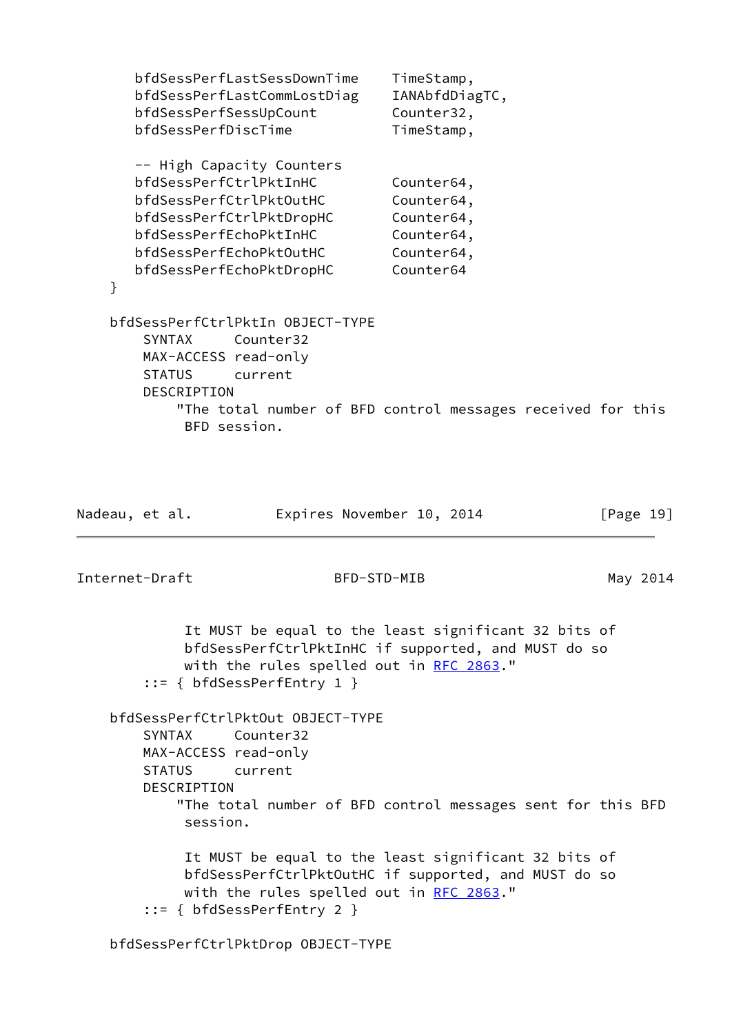```
       bfdSessPerfLastSessDownTime    TimeStamp,
       bfdSessPerfLastCommLostDiag    IANAbfdDiagTC,
       bfdSessPerfSessUpCount         Counter32,
       bfdSessPerfDiscTime            TimeStamp,

       -- High Capacity Counters
       bfdSessPerfCtrlPktInHC         Counter64,
       bfdSessPerfCtrlPktOutHC        Counter64,
       bfdSessPerfCtrlPktDropHC       Counter64,
       bfdSessPerfEchoPktInHC         Counter64,
       bfdSessPerfEchoPktOutHC        Counter64,
       bfdSessPerfEchoPktDropHC       Counter64
    }

    bfdSessPerfCtrlPktIn OBJECT-TYPE
        SYNTAX     Counter32
        MAX-ACCESS read-only
        STATUS     current
        DESCRIPTION
            "The total number of BFD control messages received for this
             BFD session.

             It MUST be equal to the least significant 32 bits of
             bfdSessPerfCtrlPktInHC if supported, and MUST do so
             with the rules spelled out in RFC 2863."
        ::= { bfdSessPerfEntry 1 }

    bfdSessPerfCtrlPktOut OBJECT-TYPE
        SYNTAX     Counter32
        MAX-ACCESS read-only
        STATUS     current
        DESCRIPTION
            "The total number of BFD control messages sent for this BFD
             session.

             It MUST be equal to the least significant 32 bits of
             bfdSessPerfCtrlPktOutHC if supported, and MUST do so
             with the rules spelled out in RFC 2863."
        ::= { bfdSessPerfEntry 2 }

    bfdSessPerfCtrlPktDrop OBJECT-TYPE
```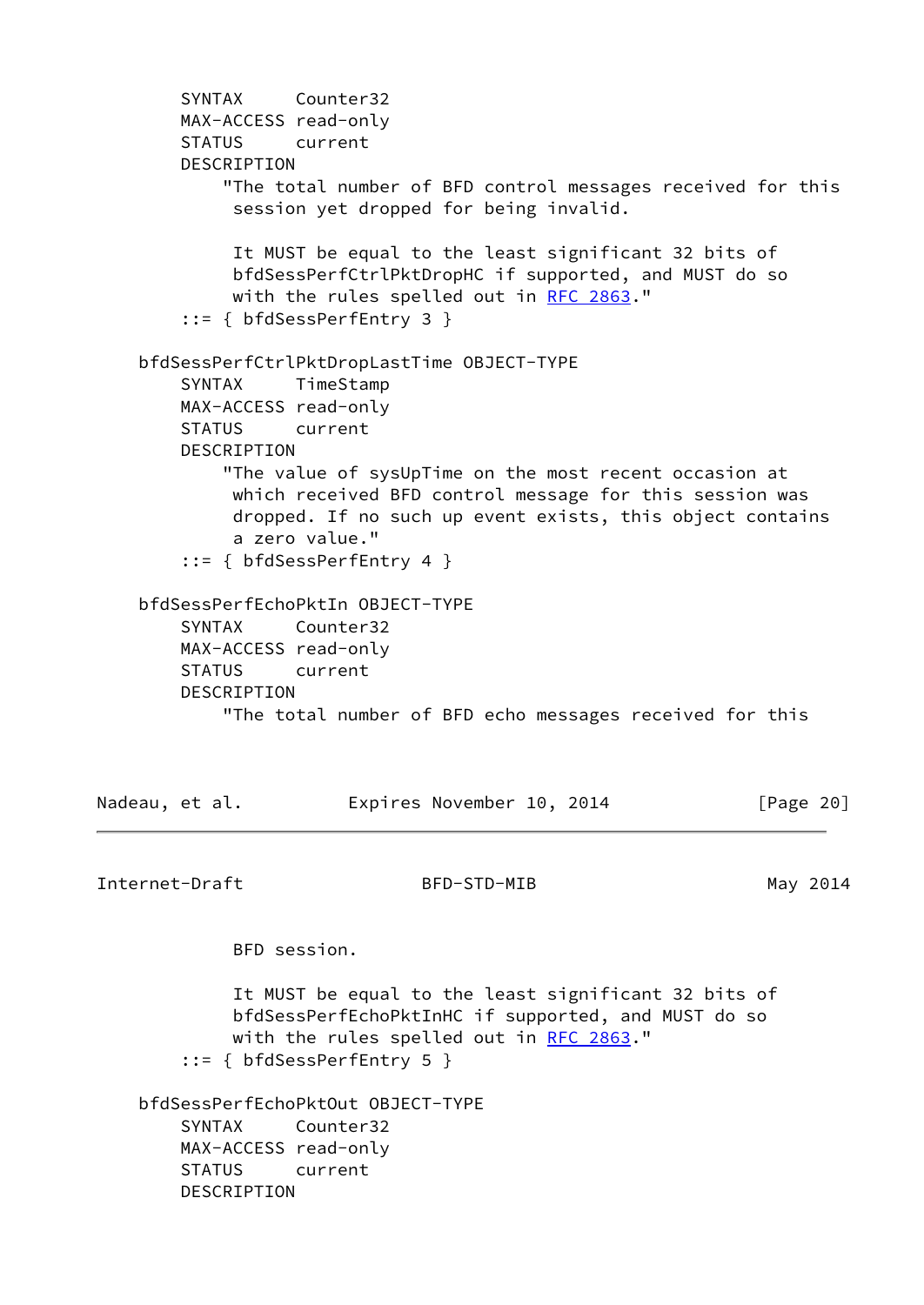```
        SYNTAX     Counter32
        MAX-ACCESS read-only
        STATUS     current
        DESCRIPTION
            "The total number of BFD control messages received for this
             session yet dropped for being invalid.

             It MUST be equal to the least significant 32 bits of
             bfdSessPerfCtrlPktDropHC if supported, and MUST do so
             with the rules spelled out in RFC 2863."
        ::= { bfdSessPerfEntry 3 }

    bfdSessPerfCtrlPktDropLastTime OBJECT-TYPE
        SYNTAX     TimeStamp
        MAX-ACCESS read-only
        STATUS     current
        DESCRIPTION
            "The value of sysUpTime on the most recent occasion at
             which received BFD control message for this session was
             dropped. If no such up event exists, this object contains
             a zero value."
        ::= { bfdSessPerfEntry 4 }

    bfdSessPerfEchoPktIn OBJECT-TYPE
        SYNTAX     Counter32
        MAX-ACCESS read-only
        STATUS     current
        DESCRIPTION
            "The total number of BFD echo messages received for this
             BFD session.

             It MUST be equal to the least significant 32 bits of
             bfdSessPerfEchoPktInHC if supported, and MUST do so
             with the rules spelled out in RFC 2863."
        ::= { bfdSessPerfEntry 5 }

    bfdSessPerfEchoPktOut OBJECT-TYPE
        SYNTAX     Counter32
        MAX-ACCESS read-only
        STATUS     current
        DESCRIPTION
```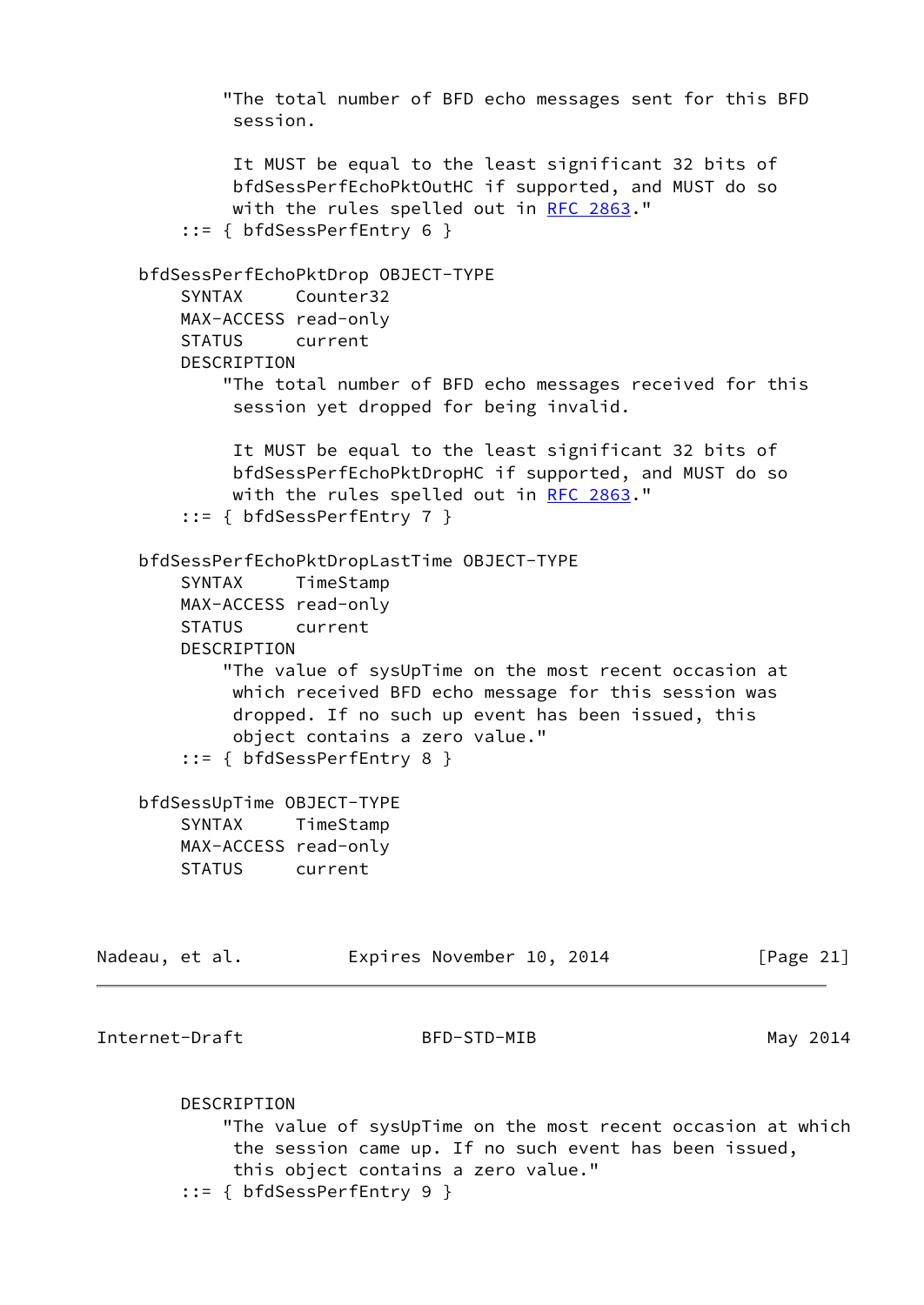```
            "The total number of BFD echo messages sent for this BFD
             session.

             It MUST be equal to the least significant 32 bits of
             bfdSessPerfEchoPktOutHC if supported, and MUST do so
             with the rules spelled out in RFC 2863."
        ::= { bfdSessPerfEntry 6 }

    bfdSessPerfEchoPktDrop OBJECT-TYPE
        SYNTAX     Counter32
        MAX-ACCESS read-only
        STATUS     current
        DESCRIPTION
            "The total number of BFD echo messages received for this
             session yet dropped for being invalid.

             It MUST be equal to the least significant 32 bits of
             bfdSessPerfEchoPktDropHC if supported, and MUST do so
             with the rules spelled out in RFC 2863."
        ::= { bfdSessPerfEntry 7 }

    bfdSessPerfEchoPktDropLastTime OBJECT-TYPE
        SYNTAX     TimeStamp
        MAX-ACCESS read-only
        STATUS     current
        DESCRIPTION
            "The value of sysUpTime on the most recent occasion at
             which received BFD echo message for this session was
             dropped. If no such up event has been issued, this
             object contains a zero value."
        ::= { bfdSessPerfEntry 8 }

    bfdSessUpTime OBJECT-TYPE
        SYNTAX     TimeStamp
        MAX-ACCESS read-only
        STATUS     current
        DESCRIPTION
            "The value of sysUpTime on the most recent occasion at which
             the session came up. If no such event has been issued,
             this object contains a zero value."
        ::= { bfdSessPerfEntry 9 }
```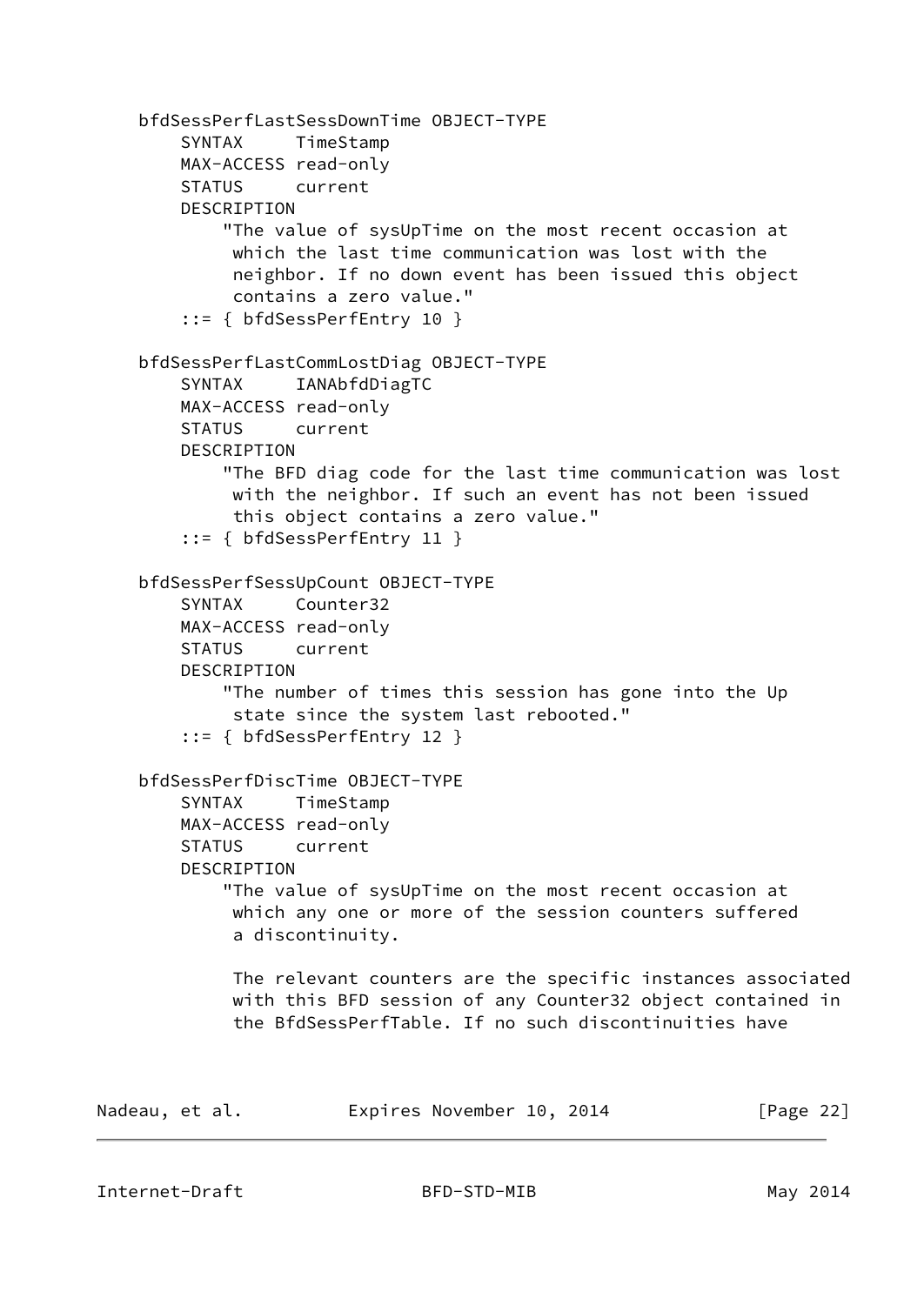```
    bfdSessPerfLastSessDownTime OBJECT-TYPE
        SYNTAX     TimeStamp
        MAX-ACCESS read-only
        STATUS     current
        DESCRIPTION
            "The value of sysUpTime on the most recent occasion at
             which the last time communication was lost with the
             neighbor. If no down event has been issued this object
             contains a zero value."
        ::= { bfdSessPerfEntry 10 }

    bfdSessPerfLastCommLostDiag OBJECT-TYPE
        SYNTAX     IANAbfdDiagTC
        MAX-ACCESS read-only
        STATUS     current
        DESCRIPTION
            "The BFD diag code for the last time communication was lost
             with the neighbor. If such an event has not been issued
             this object contains a zero value."
        ::= { bfdSessPerfEntry 11 }

    bfdSessPerfSessUpCount OBJECT-TYPE
        SYNTAX     Counter32
        MAX-ACCESS read-only
        STATUS     current
        DESCRIPTION
            "The number of times this session has gone into the Up
             state since the system last rebooted."
        ::= { bfdSessPerfEntry 12 }

    bfdSessPerfDiscTime OBJECT-TYPE
        SYNTAX     TimeStamp
        MAX-ACCESS read-only
        STATUS     current
        DESCRIPTION
            "The value of sysUpTime on the most recent occasion at
             which any one or more of the session counters suffered
             a discontinuity.

             The relevant counters are the specific instances associated
             with this BFD session of any Counter32 object contained in
             the BfdSessPerfTable. If no such discontinuities have
```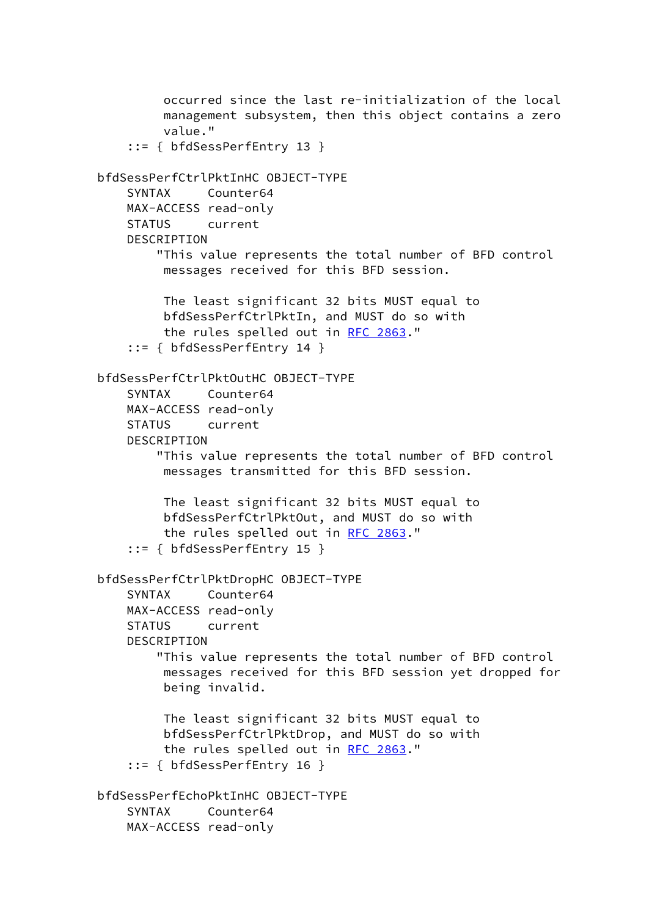```
              occurred since the last re-initialization of the local
              management subsystem, then this object contains a zero
              value."
         ::= { bfdSessPerfEntry 13 }

     bfdSessPerfCtrlPktInHC OBJECT-TYPE
         SYNTAX     Counter64
         MAX-ACCESS read-only
         STATUS     current
         DESCRIPTION
             "This value represents the total number of BFD control
              messages received for this BFD session.

              The least significant 32 bits MUST equal to
              bfdSessPerfCtrlPktIn, and MUST do so with
              the rules spelled out in RFC 2863."
         ::= { bfdSessPerfEntry 14 }

     bfdSessPerfCtrlPktOutHC OBJECT-TYPE
         SYNTAX     Counter64
         MAX-ACCESS read-only
         STATUS     current
         DESCRIPTION
             "This value represents the total number of BFD control
              messages transmitted for this BFD session.

              The least significant 32 bits MUST equal to
              bfdSessPerfCtrlPktOut, and MUST do so with
              the rules spelled out in RFC 2863."
         ::= { bfdSessPerfEntry 15 }

     bfdSessPerfCtrlPktDropHC OBJECT-TYPE
         SYNTAX     Counter64
         MAX-ACCESS read-only
         STATUS     current
         DESCRIPTION
             "This value represents the total number of BFD control
              messages received for this BFD session yet dropped for
              being invalid.

              The least significant 32 bits MUST equal to
              bfdSessPerfCtrlPktDrop, and MUST do so with
              the rules spelled out in RFC 2863."
         ::= { bfdSessPerfEntry 16 }

     bfdSessPerfEchoPktInHC OBJECT-TYPE
         SYNTAX     Counter64
         MAX-ACCESS read-only
```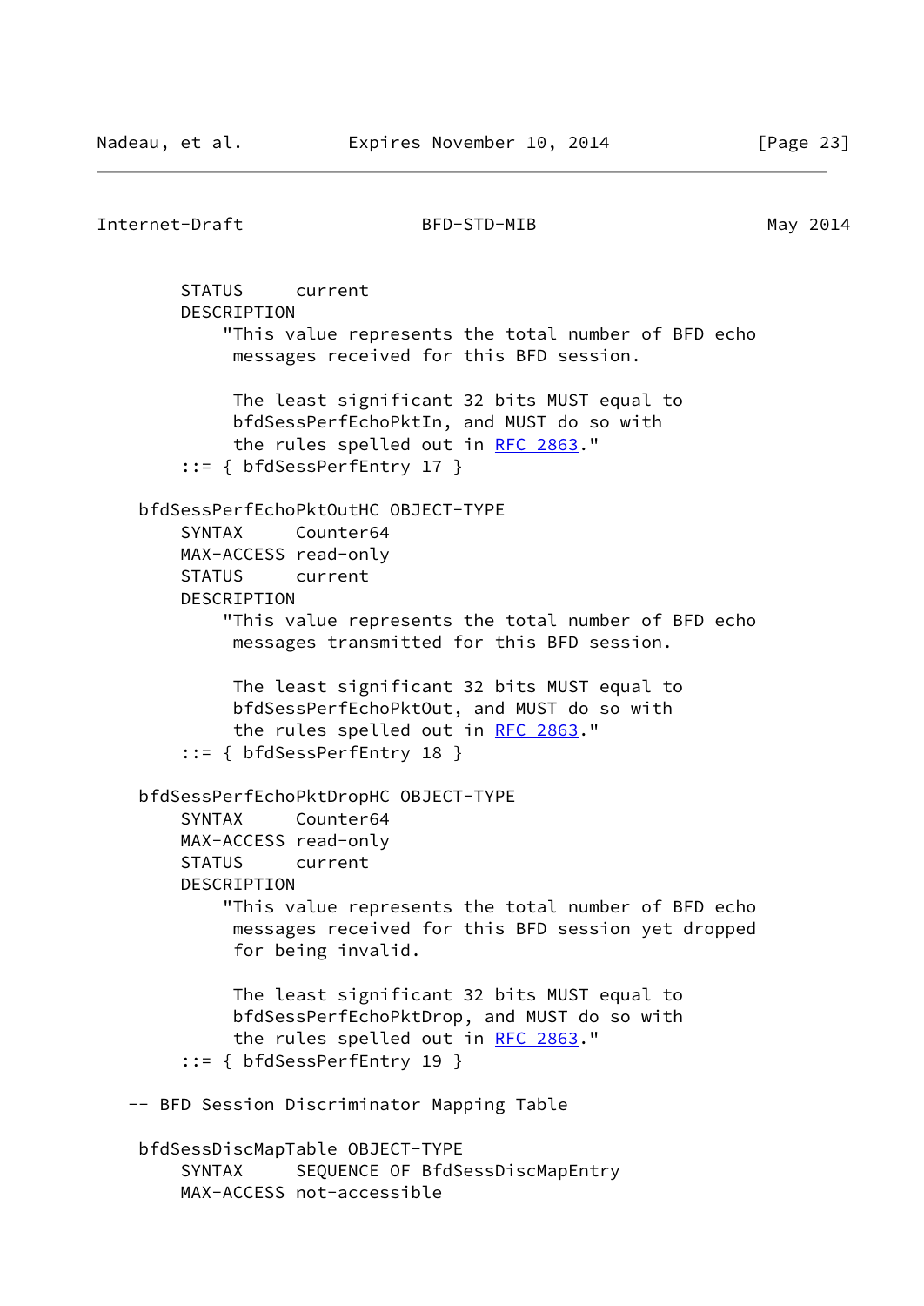```
        STATUS     current
        DESCRIPTION
            "This value represents the total number of BFD echo
             messages received for this BFD session.

             The least significant 32 bits MUST equal to
             bfdSessPerfEchoPktIn, and MUST do so with
             the rules spelled out in RFC 2863."
        ::= { bfdSessPerfEntry 17 }

    bfdSessPerfEchoPktOutHC OBJECT-TYPE
        SYNTAX     Counter64
        MAX-ACCESS read-only
        STATUS     current
        DESCRIPTION
            "This value represents the total number of BFD echo
             messages transmitted for this BFD session.

             The least significant 32 bits MUST equal to
             bfdSessPerfEchoPktOut, and MUST do so with
             the rules spelled out in RFC 2863."
        ::= { bfdSessPerfEntry 18 }

    bfdSessPerfEchoPktDropHC OBJECT-TYPE
        SYNTAX     Counter64
        MAX-ACCESS read-only
        STATUS     current
        DESCRIPTION
            "This value represents the total number of BFD echo
             messages received for this BFD session yet dropped
             for being invalid.

             The least significant 32 bits MUST equal to
             bfdSessPerfEchoPktDrop, and MUST do so with
             the rules spelled out in RFC 2863."
        ::= { bfdSessPerfEntry 19 }

   -- BFD Session Discriminator Mapping Table

    bfdSessDiscMapTable OBJECT-TYPE
        SYNTAX     SEQUENCE OF BfdSessDiscMapEntry
        MAX-ACCESS not-accessible
```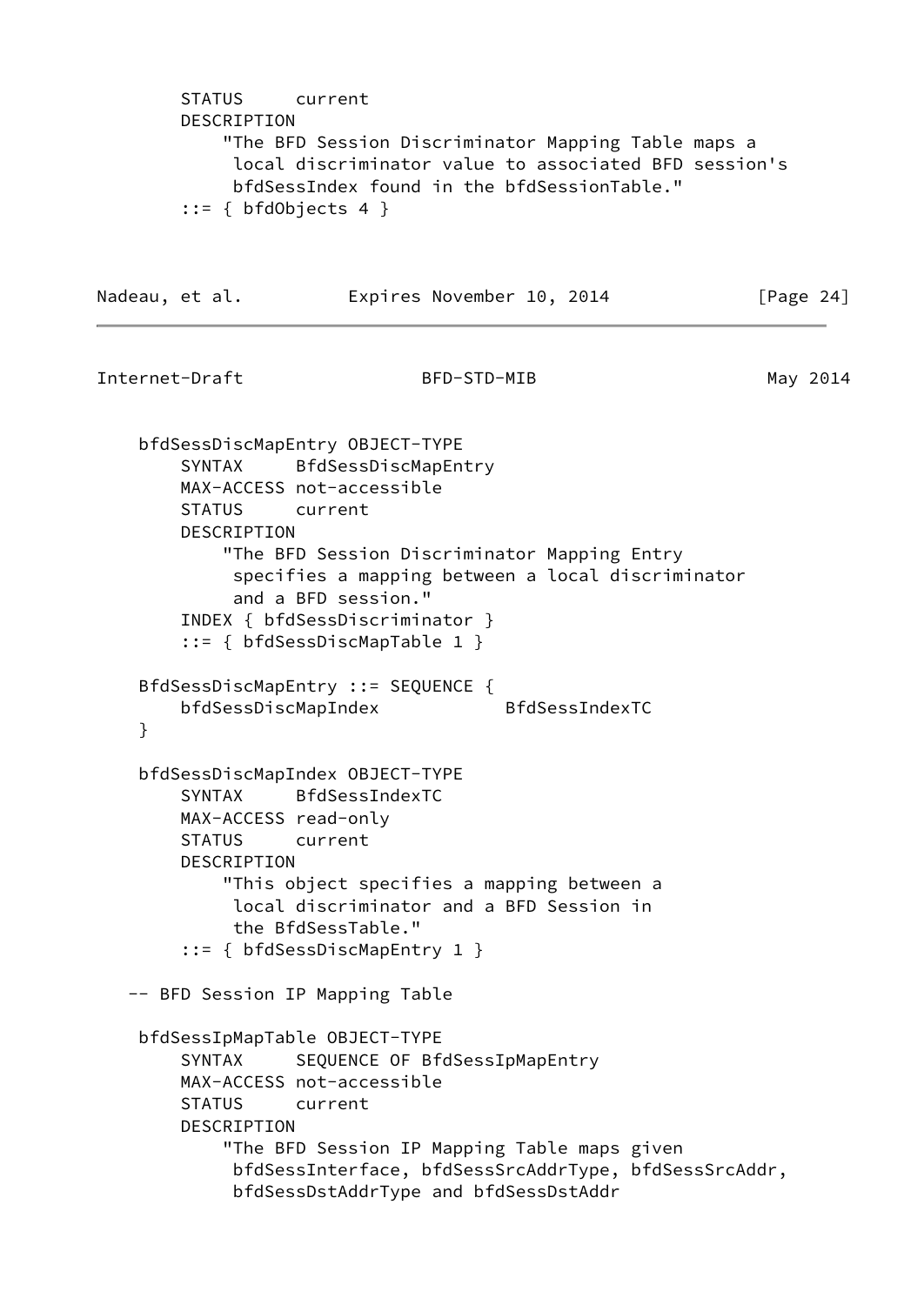```
        STATUS     current
        DESCRIPTION
            "The BFD Session Discriminator Mapping Table maps a
             local discriminator value to associated BFD session's
             bfdSessIndex found in the bfdSessionTable."
        ::= { bfdObjects 4 }
```

```
    bfdSessDiscMapEntry OBJECT-TYPE
        SYNTAX     BfdSessDiscMapEntry
        MAX-ACCESS not-accessible
        STATUS     current
        DESCRIPTION
            "The BFD Session Discriminator Mapping Entry
             specifies a mapping between a local discriminator
             and a BFD session."
        INDEX { bfdSessDiscriminator }
        ::= { bfdSessDiscMapTable 1 }

    BfdSessDiscMapEntry ::= SEQUENCE {
        bfdSessDiscMapIndex            BfdSessIndexTC
    }

    bfdSessDiscMapIndex OBJECT-TYPE
        SYNTAX     BfdSessIndexTC
        MAX-ACCESS read-only
        STATUS     current
        DESCRIPTION
            "This object specifies a mapping between a
             local discriminator and a BFD Session in
             the BfdSessTable."
        ::= { bfdSessDiscMapEntry 1 }

   -- BFD Session IP Mapping Table

    bfdSessIpMapTable OBJECT-TYPE
        SYNTAX     SEQUENCE OF BfdSessIpMapEntry
        MAX-ACCESS not-accessible
        STATUS     current
        DESCRIPTION
            "The BFD Session IP Mapping Table maps given
             bfdSessInterface, bfdSessSrcAddrType, bfdSessSrcAddr,
             bfdSessDstAddrType and bfdSessDstAddr
```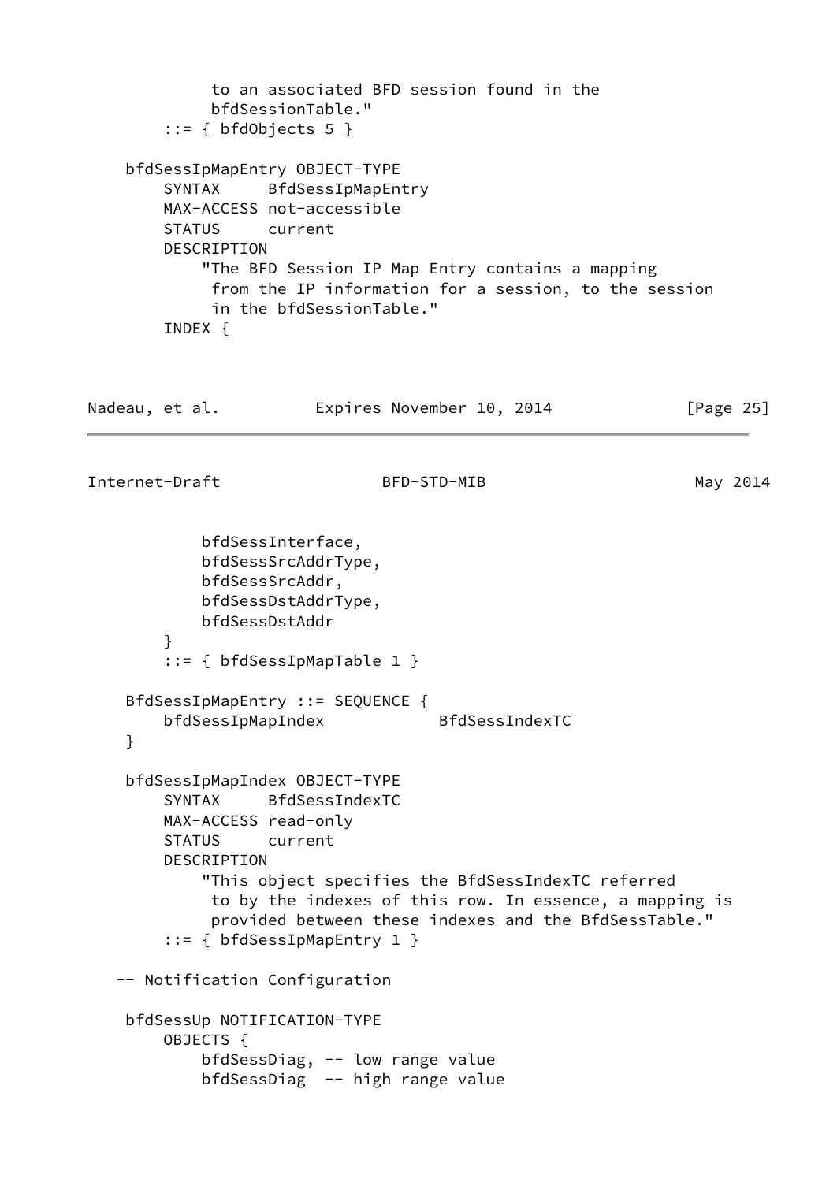```
             to an associated BFD session found in the
             bfdSessionTable."
        ::= { bfdObjects 5 }

    bfdSessIpMapEntry OBJECT-TYPE
        SYNTAX     BfdSessIpMapEntry
        MAX-ACCESS not-accessible
        STATUS     current
        DESCRIPTION
            "The BFD Session IP Map Entry contains a mapping
             from the IP information for a session, to the session
             in the bfdSessionTable."
        INDEX {
            bfdSessInterface,
            bfdSessSrcAddrType,
            bfdSessSrcAddr,
            bfdSessDstAddrType,
            bfdSessDstAddr
        }
        ::= { bfdSessIpMapTable 1 }

    BfdSessIpMapEntry ::= SEQUENCE {
        bfdSessIpMapIndex            BfdSessIndexTC
    }

    bfdSessIpMapIndex OBJECT-TYPE
        SYNTAX     BfdSessIndexTC
        MAX-ACCESS read-only
        STATUS     current
        DESCRIPTION
            "This object specifies the BfdSessIndexTC referred
             to by the indexes of this row. In essence, a mapping is
             provided between these indexes and the BfdSessTable."
        ::= { bfdSessIpMapEntry 1 }

   -- Notification Configuration

    bfdSessUp NOTIFICATION-TYPE
        OBJECTS {
            bfdSessDiag, -- low range value
            bfdSessDiag  -- high range value
```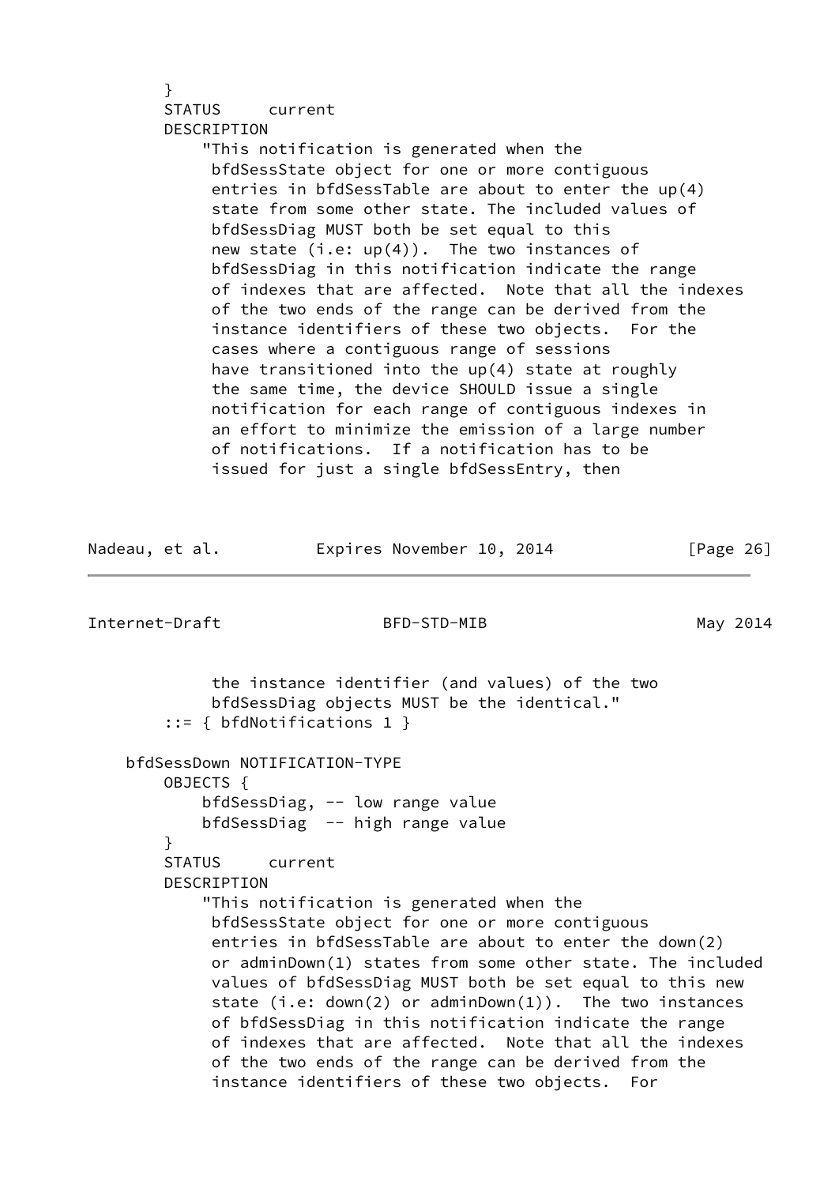```
        }
        STATUS     current
        DESCRIPTION
            "This notification is generated when the
             bfdSessState object for one or more contiguous
             entries in bfdSessTable are about to enter the up(4)
             state from some other state. The included values of
             bfdSessDiag MUST both be set equal to this
             new state (i.e: up(4)).  The two instances of
             bfdSessDiag in this notification indicate the range
             of indexes that are affected.  Note that all the indexes
             of the two ends of the range can be derived from the
             instance identifiers of these two objects.  For the
             cases where a contiguous range of sessions
             have transitioned into the up(4) state at roughly
             the same time, the device SHOULD issue a single
             notification for each range of contiguous indexes in
             an effort to minimize the emission of a large number
             of notifications.  If a notification has to be
             issued for just a single bfdSessEntry, then
             the instance identifier (and values) of the two
             bfdSessDiag objects MUST be the identical."
        ::= { bfdNotifications 1 }

    bfdSessDown NOTIFICATION-TYPE
        OBJECTS {
            bfdSessDiag, -- low range value
            bfdSessDiag  -- high range value
        }
        STATUS     current
        DESCRIPTION
            "This notification is generated when the
             bfdSessState object for one or more contiguous
             entries in bfdSessTable are about to enter the down(2)
             or adminDown(1) states from some other state. The included
             values of bfdSessDiag MUST both be set equal to this new
             state (i.e: down(2) or adminDown(1)).  The two instances
             of bfdSessDiag in this notification indicate the range
             of indexes that are affected.  Note that all the indexes
             of the two ends of the range can be derived from the
             instance identifiers of these two objects.  For
```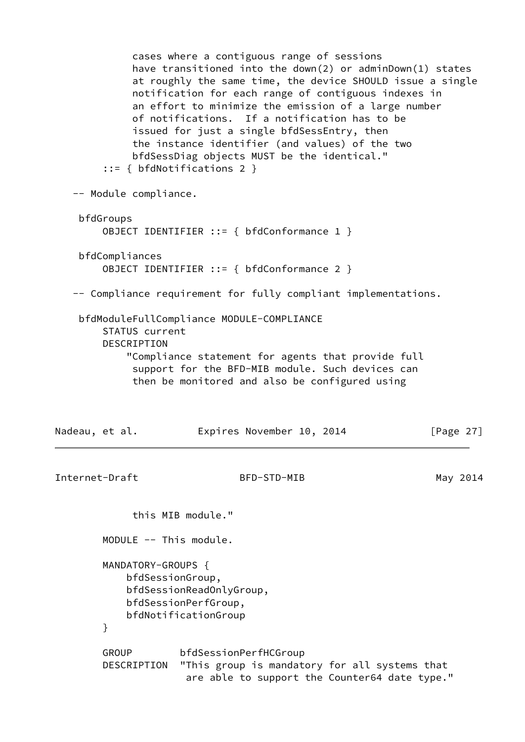```
           cases where a contiguous range of sessions
           have transitioned into the down(2) or adminDown(1) states
           at roughly the same time, the device SHOULD issue a single
           notification for each range of contiguous indexes in
           an effort to minimize the emission of a large number
           of notifications.  If a notification has to be
           issued for just a single bfdSessEntry, then
           the instance identifier (and values) of the two
           bfdSessDiag objects MUST be the identical."
       ::= { bfdNotifications 2 }

   -- Module compliance.

    bfdGroups
        OBJECT IDENTIFIER ::= { bfdConformance 1 }

    bfdCompliances
        OBJECT IDENTIFIER ::= { bfdConformance 2 }

   -- Compliance requirement for fully compliant implementations.

    bfdModuleFullCompliance MODULE-COMPLIANCE
        STATUS current
        DESCRIPTION
            "Compliance statement for agents that provide full
             support for the BFD-MIB module. Such devices can
             then be monitored and also be configured using
             this MIB module."

        MODULE -- This module.

        MANDATORY-GROUPS {
            bfdSessionGroup,
            bfdSessionReadOnlyGroup,
            bfdSessionPerfGroup,
            bfdNotificationGroup
        }

        GROUP        bfdSessionPerfHCGroup
        DESCRIPTION  "This group is mandatory for all systems that
                      are able to support the Counter64 date type."
```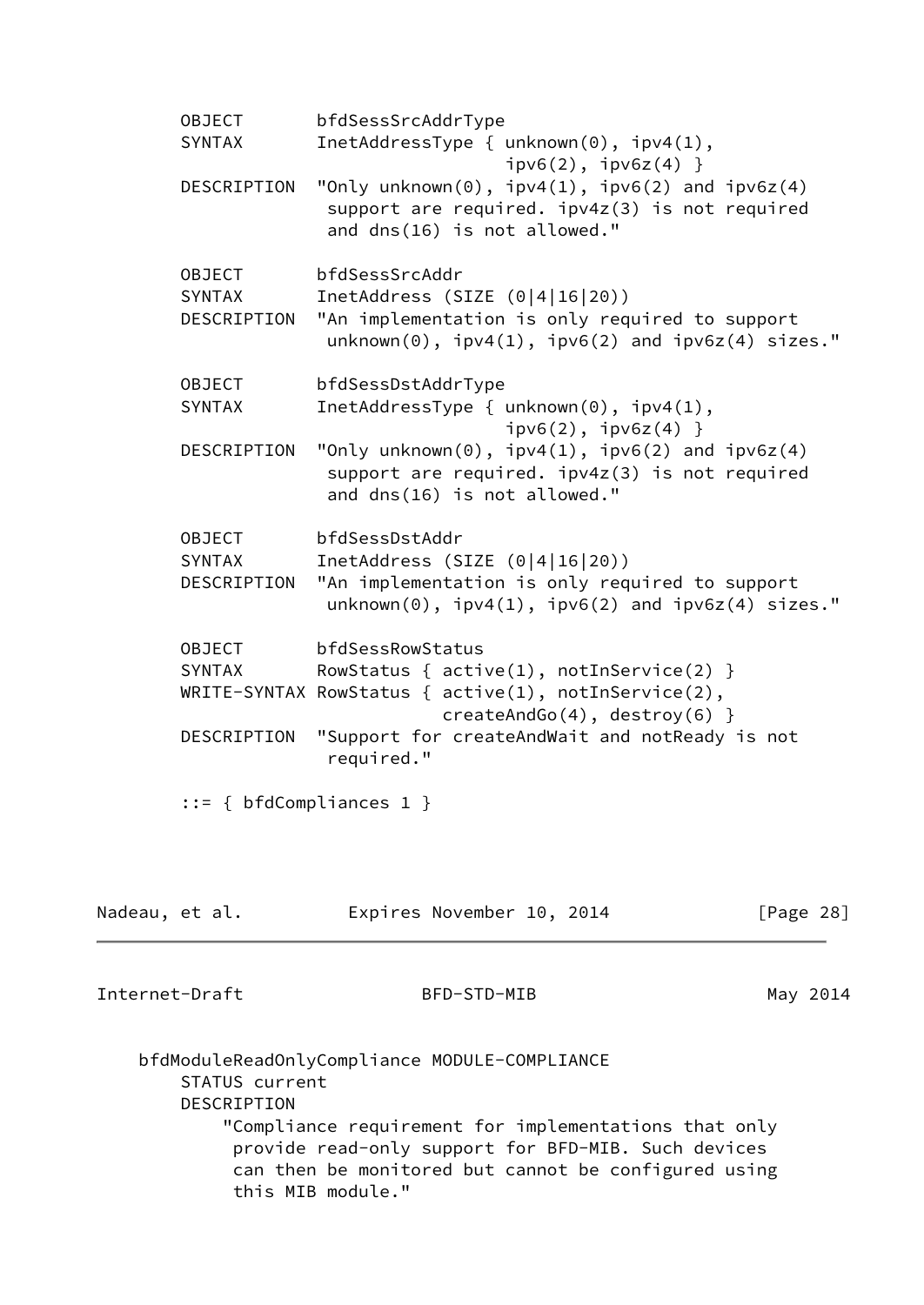```
       OBJECT       bfdSessSrcAddrType
       SYNTAX       InetAddressType { unknown(0), ipv4(1),
                                      ipv6(2), ipv6z(4) }
       DESCRIPTION  "Only unknown(0), ipv4(1), ipv6(2) and ipv6z(4)
                     support are required. ipv4z(3) is not required
                     and dns(16) is not allowed."

       OBJECT       bfdSessSrcAddr
       SYNTAX       InetAddress (SIZE (0|4|16|20))
       DESCRIPTION  "An implementation is only required to support
                     unknown(0), ipv4(1), ipv6(2) and ipv6z(4) sizes."

       OBJECT       bfdSessDstAddrType
       SYNTAX       InetAddressType { unknown(0), ipv4(1),
                                      ipv6(2), ipv6z(4) }
       DESCRIPTION  "Only unknown(0), ipv4(1), ipv6(2) and ipv6z(4)
                     support are required. ipv4z(3) is not required
                     and dns(16) is not allowed."

       OBJECT       bfdSessDstAddr
       SYNTAX       InetAddress (SIZE (0|4|16|20))
       DESCRIPTION  "An implementation is only required to support
                     unknown(0), ipv4(1), ipv6(2) and ipv6z(4) sizes."

       OBJECT       bfdSessRowStatus
       SYNTAX       RowStatus { active(1), notInService(2) }
       WRITE-SYNTAX RowStatus { active(1), notInService(2),
                                createAndGo(4), destroy(6) }
       DESCRIPTION  "Support for createAndWait and notReady is not
                     required."

       ::= { bfdCompliances 1 }

    bfdModuleReadOnlyCompliance MODULE-COMPLIANCE
       STATUS current
       DESCRIPTION
           "Compliance requirement for implementations that only
            provide read-only support for BFD-MIB. Such devices
            can then be monitored but cannot be configured using
            this MIB module."
```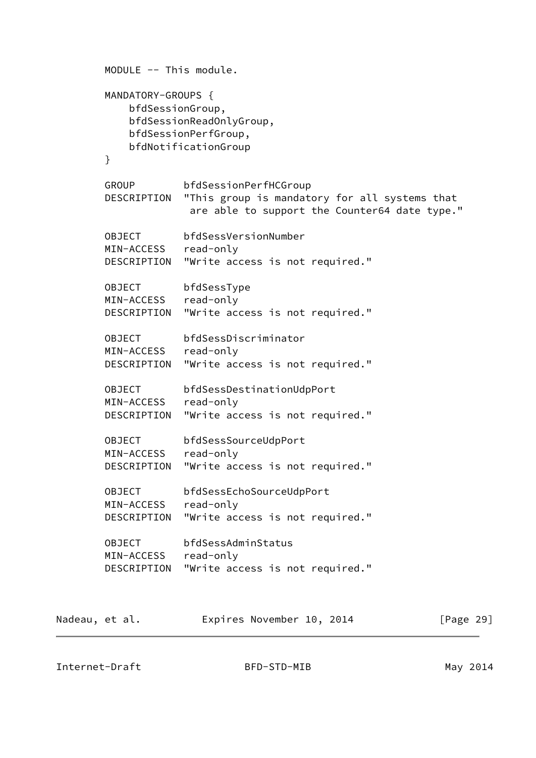```
      MODULE -- This module.

      MANDATORY-GROUPS {
          bfdSessionGroup,
          bfdSessionReadOnlyGroup,
          bfdSessionPerfGroup,
          bfdNotificationGroup
      }

      GROUP        bfdSessionPerfHCGroup
      DESCRIPTION  "This group is mandatory for all systems that
                    are able to support the Counter64 date type."

      OBJECT       bfdSessVersionNumber
      MIN-ACCESS   read-only
      DESCRIPTION  "Write access is not required."

      OBJECT       bfdSessType
      MIN-ACCESS   read-only
      DESCRIPTION  "Write access is not required."

      OBJECT       bfdSessDiscriminator
      MIN-ACCESS   read-only
      DESCRIPTION  "Write access is not required."

      OBJECT       bfdSessDestinationUdpPort
      MIN-ACCESS   read-only
      DESCRIPTION  "Write access is not required."

      OBJECT       bfdSessSourceUdpPort
      MIN-ACCESS   read-only
      DESCRIPTION  "Write access is not required."

      OBJECT       bfdSessEchoSourceUdpPort
      MIN-ACCESS   read-only
      DESCRIPTION  "Write access is not required."

      OBJECT       bfdSessAdminStatus
      MIN-ACCESS   read-only
      DESCRIPTION  "Write access is not required."
```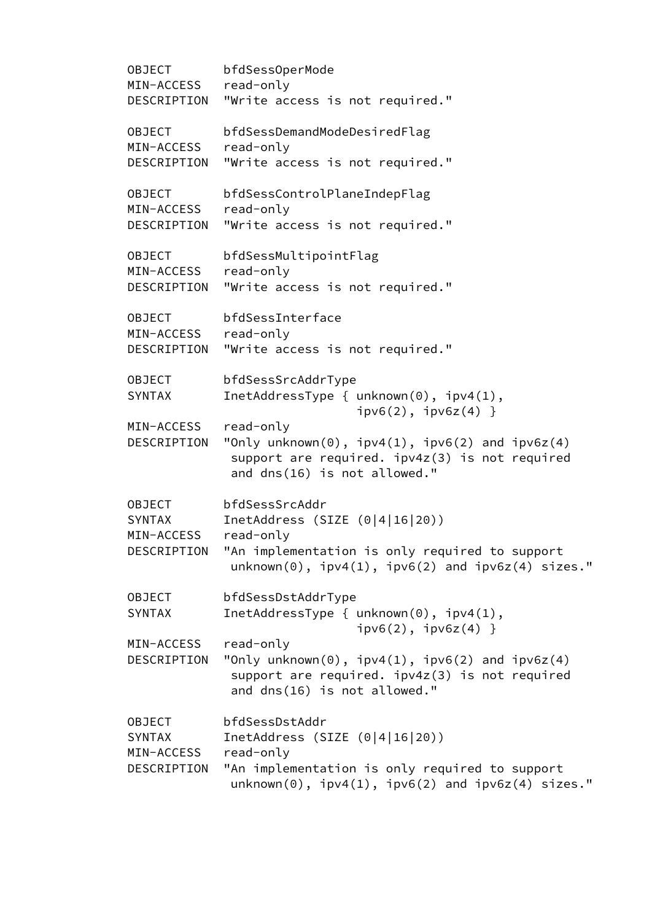```
      OBJECT       bfdSessOperMode
      MIN-ACCESS   read-only
      DESCRIPTION  "Write access is not required."

      OBJECT       bfdSessDemandModeDesiredFlag
      MIN-ACCESS   read-only
      DESCRIPTION  "Write access is not required."

      OBJECT       bfdSessControlPlaneIndepFlag
      MIN-ACCESS   read-only
      DESCRIPTION  "Write access is not required."

      OBJECT       bfdSessMultipointFlag
      MIN-ACCESS   read-only
      DESCRIPTION  "Write access is not required."

      OBJECT       bfdSessInterface
      MIN-ACCESS   read-only
      DESCRIPTION  "Write access is not required."

      OBJECT       bfdSessSrcAddrType
      SYNTAX       InetAddressType { unknown(0), ipv4(1),
                                     ipv6(2), ipv6z(4) }
      MIN-ACCESS   read-only
      DESCRIPTION  "Only unknown(0), ipv4(1), ipv6(2) and ipv6z(4)
                    support are required. ipv4z(3) is not required
                    and dns(16) is not allowed."

      OBJECT       bfdSessSrcAddr
      SYNTAX       InetAddress (SIZE (0|4|16|20))
      MIN-ACCESS   read-only
      DESCRIPTION  "An implementation is only required to support
                    unknown(0), ipv4(1), ipv6(2) and ipv6z(4) sizes."

      OBJECT       bfdSessDstAddrType
      SYNTAX       InetAddressType { unknown(0), ipv4(1),
                                     ipv6(2), ipv6z(4) }
      MIN-ACCESS   read-only
      DESCRIPTION  "Only unknown(0), ipv4(1), ipv6(2) and ipv6z(4)
                    support are required. ipv4z(3) is not required
                    and dns(16) is not allowed."

      OBJECT       bfdSessDstAddr
      SYNTAX       InetAddress (SIZE (0|4|16|20))
      MIN-ACCESS   read-only
      DESCRIPTION  "An implementation is only required to support
                    unknown(0), ipv4(1), ipv6(2) and ipv6z(4) sizes."
```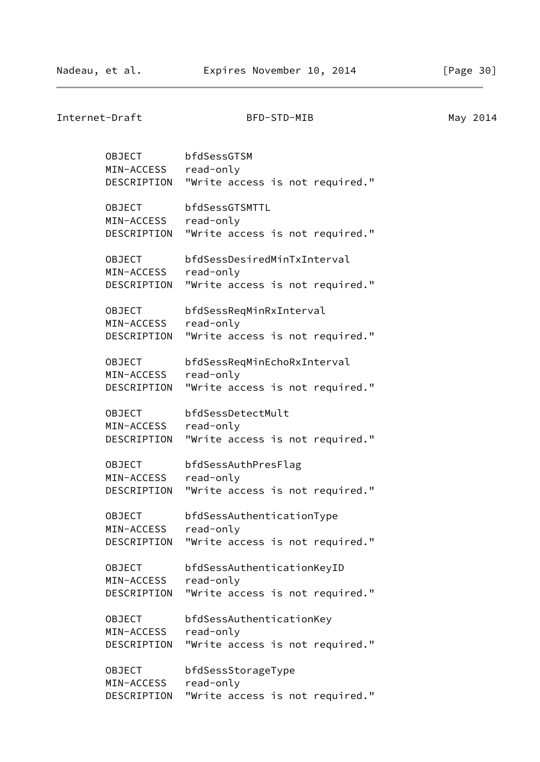```
        OBJECT       bfdSessGTSM
        MIN-ACCESS   read-only
        DESCRIPTION  "Write access is not required."

        OBJECT       bfdSessGTSMTTL
        MIN-ACCESS   read-only
        DESCRIPTION  "Write access is not required."

        OBJECT       bfdSessDesiredMinTxInterval
        MIN-ACCESS   read-only
        DESCRIPTION  "Write access is not required."

        OBJECT       bfdSessReqMinRxInterval
        MIN-ACCESS   read-only
        DESCRIPTION  "Write access is not required."

        OBJECT       bfdSessReqMinEchoRxInterval
        MIN-ACCESS   read-only
        DESCRIPTION  "Write access is not required."

        OBJECT       bfdSessDetectMult
        MIN-ACCESS   read-only
        DESCRIPTION  "Write access is not required."

        OBJECT       bfdSessAuthPresFlag
        MIN-ACCESS   read-only
        DESCRIPTION  "Write access is not required."

        OBJECT       bfdSessAuthenticationType
        MIN-ACCESS   read-only
        DESCRIPTION  "Write access is not required."

        OBJECT       bfdSessAuthenticationKeyID
        MIN-ACCESS   read-only
        DESCRIPTION  "Write access is not required."

        OBJECT       bfdSessAuthenticationKey
        MIN-ACCESS   read-only
        DESCRIPTION  "Write access is not required."

        OBJECT       bfdSessStorageType
        MIN-ACCESS   read-only
        DESCRIPTION  "Write access is not required."
```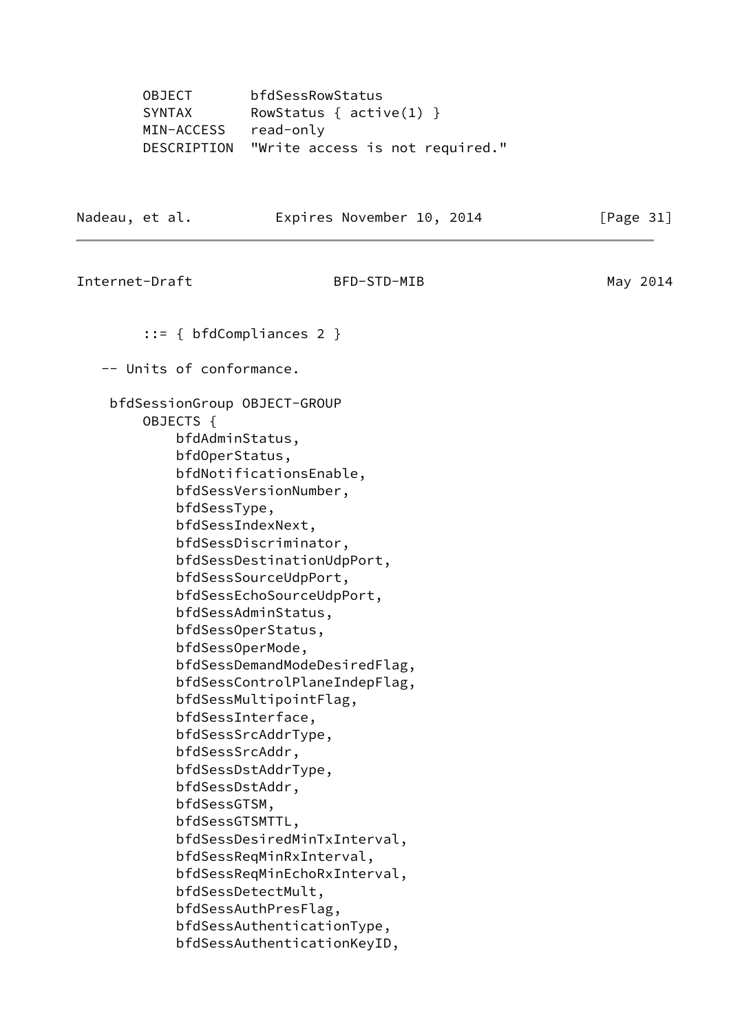```
       OBJECT       bfdSessRowStatus
       SYNTAX       RowStatus { active(1) }
       MIN-ACCESS   read-only
       DESCRIPTION  "Write access is not required."
```

```
       ::= { bfdCompliances 2 }

   -- Units of conformance.

    bfdSessionGroup OBJECT-GROUP
        OBJECTS {
            bfdAdminStatus,
            bfdOperStatus,
            bfdNotificationsEnable,
            bfdSessVersionNumber,
            bfdSessType,
            bfdSessIndexNext,
            bfdSessDiscriminator,
            bfdSessDestinationUdpPort,
            bfdSessSourceUdpPort,
            bfdSessEchoSourceUdpPort,
            bfdSessAdminStatus,
            bfdSessOperStatus,
            bfdSessOperMode,
            bfdSessDemandModeDesiredFlag,
            bfdSessControlPlaneIndepFlag,
            bfdSessMultipointFlag,
            bfdSessInterface,
            bfdSessSrcAddrType,
            bfdSessSrcAddr,
            bfdSessDstAddrType,
            bfdSessDstAddr,
            bfdSessGTSM,
            bfdSessGTSMTTL,
            bfdSessDesiredMinTxInterval,
            bfdSessReqMinRxInterval,
            bfdSessReqMinEchoRxInterval,
            bfdSessDetectMult,
            bfdSessAuthPresFlag,
            bfdSessAuthenticationType,
            bfdSessAuthenticationKeyID,
```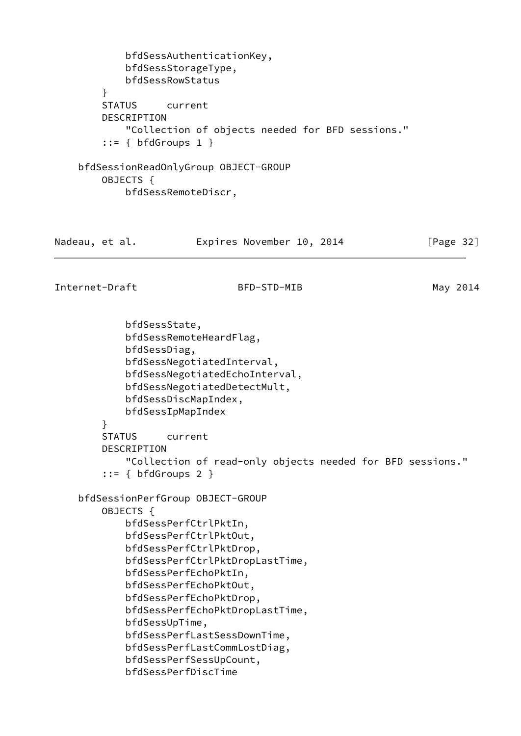```
            bfdSessAuthenticationKey,
            bfdSessStorageType,
            bfdSessRowStatus
        }
        STATUS     current
        DESCRIPTION
            "Collection of objects needed for BFD sessions."
        ::= { bfdGroups 1 }

    bfdSessionReadOnlyGroup OBJECT-GROUP
        OBJECTS {
            bfdSessRemoteDiscr,
            bfdSessState,
            bfdSessRemoteHeardFlag,
            bfdSessDiag,
            bfdSessNegotiatedInterval,
            bfdSessNegotiatedEchoInterval,
            bfdSessNegotiatedDetectMult,
            bfdSessDiscMapIndex,
            bfdSessIpMapIndex
        }
        STATUS     current
        DESCRIPTION
            "Collection of read-only objects needed for BFD sessions."
        ::= { bfdGroups 2 }

    bfdSessionPerfGroup OBJECT-GROUP
        OBJECTS {
            bfdSessPerfCtrlPktIn,
            bfdSessPerfCtrlPktOut,
            bfdSessPerfCtrlPktDrop,
            bfdSessPerfCtrlPktDropLastTime,
            bfdSessPerfEchoPktIn,
            bfdSessPerfEchoPktOut,
            bfdSessPerfEchoPktDrop,
            bfdSessPerfEchoPktDropLastTime,
            bfdSessUpTime,
            bfdSessPerfLastSessDownTime,
            bfdSessPerfLastCommLostDiag,
            bfdSessPerfSessUpCount,
            bfdSessPerfDiscTime
```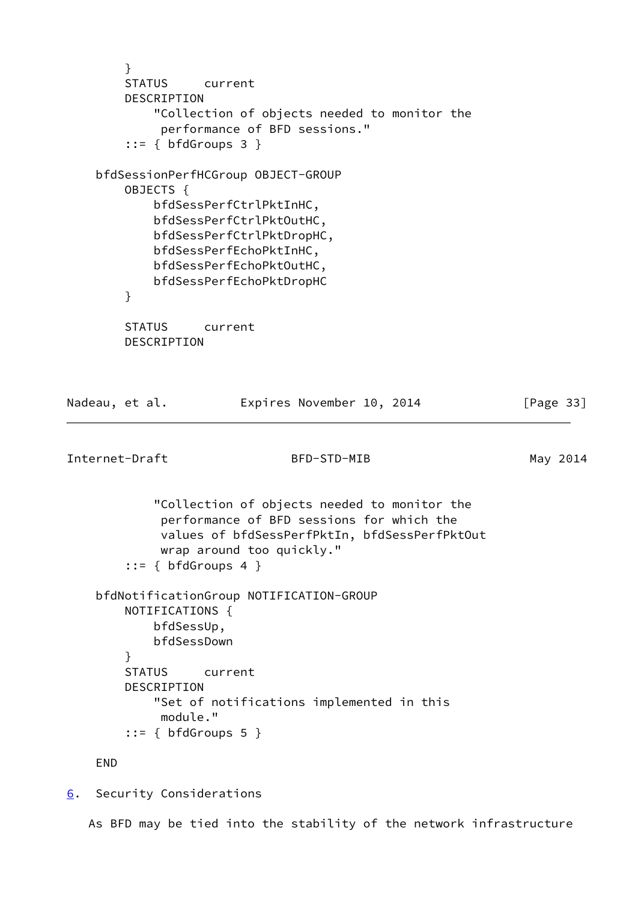```
        }
        STATUS     current
        DESCRIPTION
            "Collection of objects needed to monitor the
             performance of BFD sessions."
        ::= { bfdGroups 3 }

    bfdSessionPerfHCGroup OBJECT-GROUP
        OBJECTS {
            bfdSessPerfCtrlPktInHC,
            bfdSessPerfCtrlPktOutHC,
            bfdSessPerfCtrlPktDropHC,
            bfdSessPerfEchoPktInHC,
            bfdSessPerfEchoPktOutHC,
            bfdSessPerfEchoPktDropHC
        }

        STATUS     current
        DESCRIPTION
            "Collection of objects needed to monitor the
             performance of BFD sessions for which the
             values of bfdSessPerfPktIn, bfdSessPerfPktOut
             wrap around too quickly."
        ::= { bfdGroups 4 }

    bfdNotificationGroup NOTIFICATION-GROUP
        NOTIFICATIONS {
            bfdSessUp,
            bfdSessDown
        }
        STATUS     current
        DESCRIPTION
            "Set of notifications implemented in this
             module."
        ::= { bfdGroups 5 }

    END
```

## 6. Security Considerations

As BFD may be tied into the stability of the network infrastructure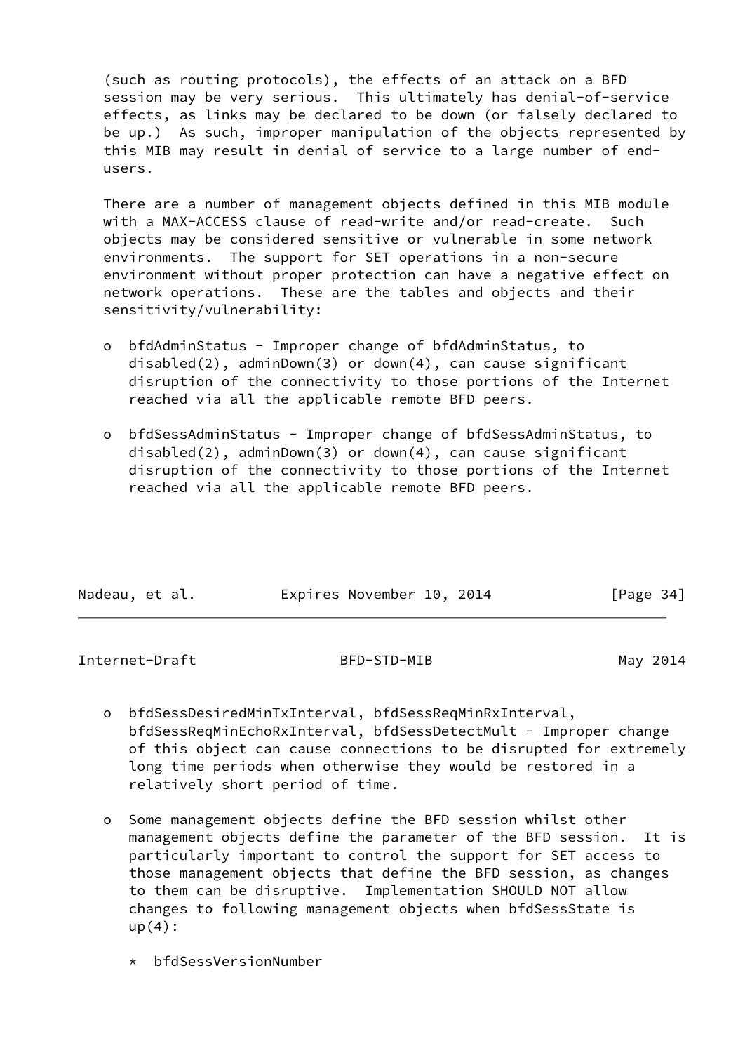(such as routing protocols), the effects of an attack on a BFD session may be very serious. This ultimately has denial-of-service effects, as links may be declared to be down (or falsely declared to be up.) As such, improper manipulation of the objects represented by this MIB may result in denial of service to a large number of end-users.

There are a number of management objects defined in this MIB module with a MAX-ACCESS clause of read-write and/or read-create. Such objects may be considered sensitive or vulnerable in some network environments. The support for SET operations in a non-secure environment without proper protection can have a negative effect on network operations. These are the tables and objects and their sensitivity/vulnerability:

- bfdAdminStatus - Improper change of bfdAdminStatus, to disabled(2), adminDown(3) or down(4), can cause significant disruption of the connectivity to those portions of the Internet reached via all the applicable remote BFD peers.

- bfdSessAdminStatus - Improper change of bfdSessAdminStatus, to disabled(2), adminDown(3) or down(4), can cause significant disruption of the connectivity to those portions of the Internet reached via all the applicable remote BFD peers.

- bfdSessDesiredMinTxInterval, bfdSessReqMinRxInterval, bfdSessReqMinEchoRxInterval, bfdSessDetectMult - Improper change of this object can cause connections to be disrupted for extremely long time periods when otherwise they would be restored in a relatively short period of time.

- Some management objects define the BFD session whilst other management objects define the parameter of the BFD session. It is particularly important to control the support for SET access to those management objects that define the BFD session, as changes to them can be disruptive. Implementation SHOULD NOT allow changes to following management objects when bfdSessState is up(4):

  * bfdSessVersionNumber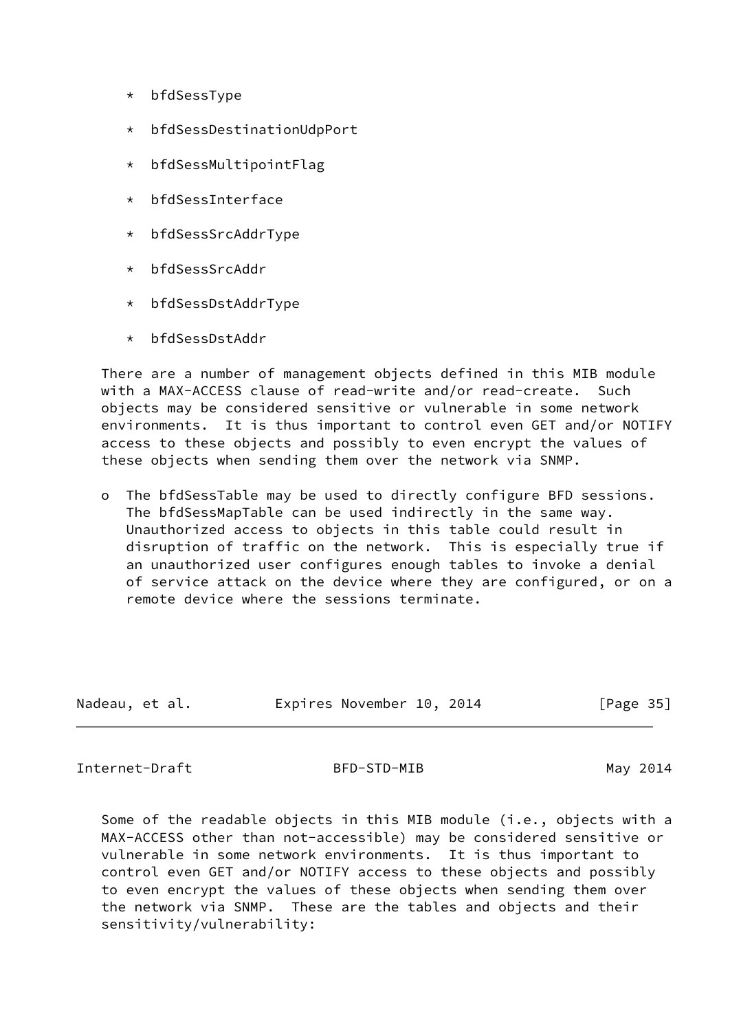* bfdSessType

* bfdSessDestinationUdpPort

* bfdSessMultipointFlag

* bfdSessInterface

* bfdSessSrcAddrType

* bfdSessSrcAddr

* bfdSessDstAddrType

* bfdSessDstAddr

There are a number of management objects defined in this MIB module with a MAX-ACCESS clause of read-write and/or read-create. Such objects may be considered sensitive or vulnerable in some network environments. It is thus important to control even GET and/or NOTIFY access to these objects and possibly to even encrypt the values of these objects when sending them over the network via SNMP.

- The bfdSessTable may be used to directly configure BFD sessions. The bfdSessMapTable can be used indirectly in the same way. Unauthorized access to objects in this table could result in disruption of traffic on the network. This is especially true if an unauthorized user configures enough tables to invoke a denial of service attack on the device where they are configured, or on a remote device where the sessions terminate.

Some of the readable objects in this MIB module (i.e., objects with a MAX-ACCESS other than not-accessible) may be considered sensitive or vulnerable in some network environments. It is thus important to control even GET and/or NOTIFY access to these objects and possibly to even encrypt the values of these objects when sending them over the network via SNMP. These are the tables and objects and their sensitivity/vulnerability: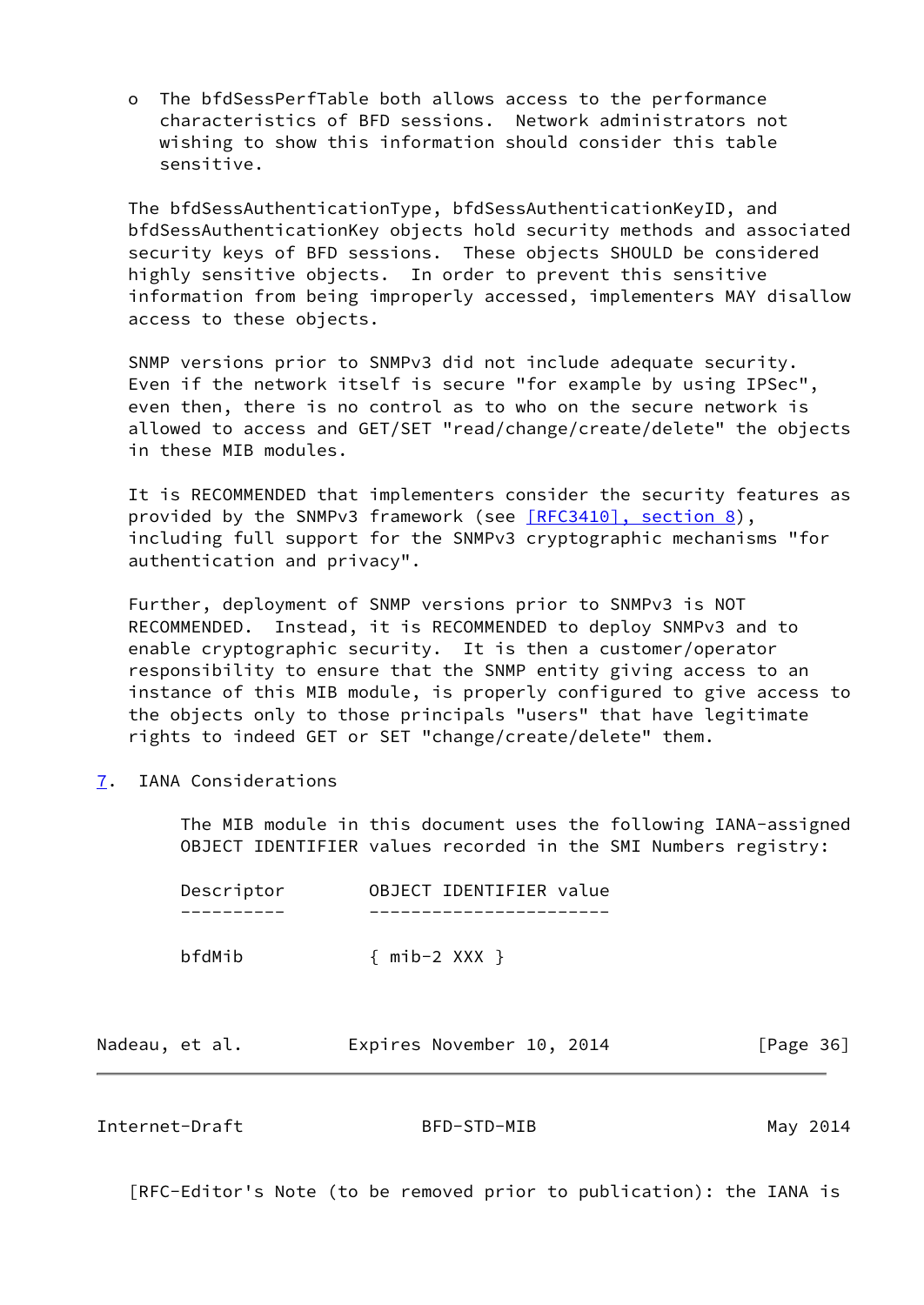o The bfdSessPerfTable both allows access to the performance characteristics of BFD sessions. Network administrators not wishing to show this information should consider this table sensitive.

The bfdSessAuthenticationType, bfdSessAuthenticationKeyID, and bfdSessAuthenticationKey objects hold security methods and associated security keys of BFD sessions. These objects SHOULD be considered highly sensitive objects. In order to prevent this sensitive information from being improperly accessed, implementers MAY disallow access to these objects.

SNMP versions prior to SNMPv3 did not include adequate security. Even if the network itself is secure "for example by using IPSec", even then, there is no control as to who on the secure network is allowed to access and GET/SET "read/change/create/delete" the objects in these MIB modules.

It is RECOMMENDED that implementers consider the security features as provided by the SNMPv3 framework (see [RFC3410], section 8), including full support for the SNMPv3 cryptographic mechanisms "for authentication and privacy".

Further, deployment of SNMP versions prior to SNMPv3 is NOT RECOMMENDED. Instead, it is RECOMMENDED to deploy SNMPv3 and to enable cryptographic security. It is then a customer/operator responsibility to ensure that the SNMP entity giving access to an instance of this MIB module, is properly configured to give access to the objects only to those principals "users" that have legitimate rights to indeed GET or SET "change/create/delete" them.

## 7. IANA Considerations

The MIB module in this document uses the following IANA-assigned OBJECT IDENTIFIER values recorded in the SMI Numbers registry:

| Descriptor | OBJECT IDENTIFIER value |
|---|---|
| bfdMib | { mib-2 XXX } |

[RFC-Editor's Note (to be removed prior to publication): the IANA is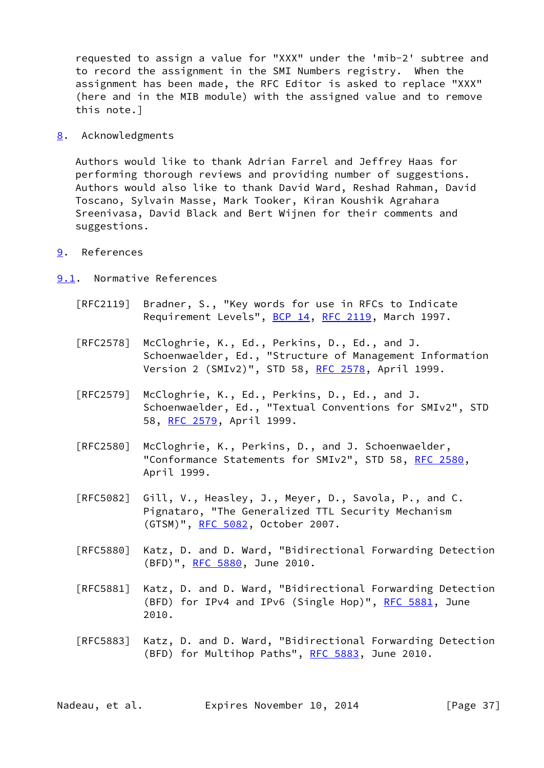requested to assign a value for "XXX" under the 'mib-2' subtree and to record the assignment in the SMI Numbers registry. When the assignment has been made, the RFC Editor is asked to replace "XXX" (here and in the MIB module) with the assigned value and to remove this note.]

## 8. Acknowledgments

Authors would like to thank Adrian Farrel and Jeffrey Haas for performing thorough reviews and providing number of suggestions. Authors would also like to thank David Ward, Reshad Rahman, David Toscano, Sylvain Masse, Mark Tooker, Kiran Koushik Agrahara Sreenivasa, David Black and Bert Wijnen for their comments and suggestions.

## 9. References

### 9.1. Normative References

[RFC2119] Bradner, S., "Key words for use in RFCs to Indicate Requirement Levels", BCP 14, RFC 2119, March 1997.

[RFC2578] McCloghrie, K., Ed., Perkins, D., Ed., and J. Schoenwaelder, Ed., "Structure of Management Information Version 2 (SMIv2)", STD 58, RFC 2578, April 1999.

[RFC2579] McCloghrie, K., Ed., Perkins, D., Ed., and J. Schoenwaelder, Ed., "Textual Conventions for SMIv2", STD 58, RFC 2579, April 1999.

[RFC2580] McCloghrie, K., Perkins, D., and J. Schoenwaelder, "Conformance Statements for SMIv2", STD 58, RFC 2580, April 1999.

[RFC5082] Gill, V., Heasley, J., Meyer, D., Savola, P., and C. Pignataro, "The Generalized TTL Security Mechanism (GTSM)", RFC 5082, October 2007.

[RFC5880] Katz, D. and D. Ward, "Bidirectional Forwarding Detection (BFD)", RFC 5880, June 2010.

[RFC5881] Katz, D. and D. Ward, "Bidirectional Forwarding Detection (BFD) for IPv4 and IPv6 (Single Hop)", RFC 5881, June 2010.

[RFC5883] Katz, D. and D. Ward, "Bidirectional Forwarding Detection (BFD) for Multihop Paths", RFC 5883, June 2010.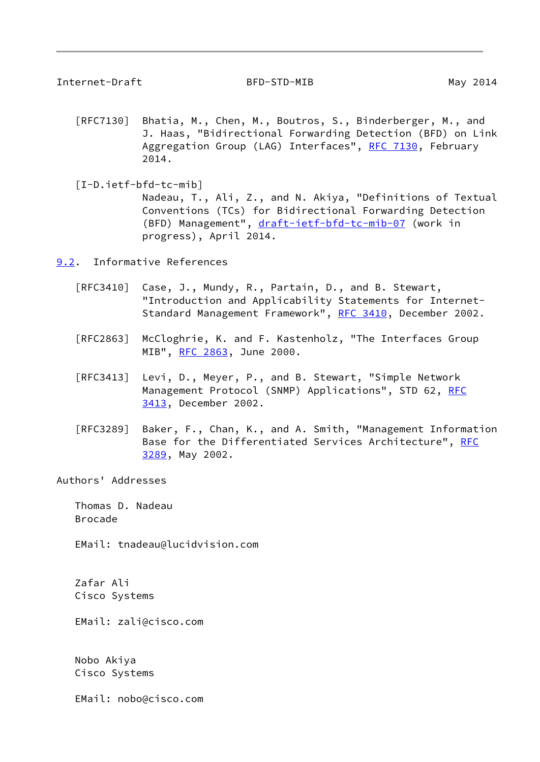[RFC7130] Bhatia, M., Chen, M., Boutros, S., Binderberger, M., and J. Haas, "Bidirectional Forwarding Detection (BFD) on Link Aggregation Group (LAG) Interfaces", RFC 7130, February 2014.

[I-D.ietf-bfd-tc-mib] Nadeau, T., Ali, Z., and N. Akiya, "Definitions of Textual Conventions (TCs) for Bidirectional Forwarding Detection (BFD) Management", draft-ietf-bfd-tc-mib-07 (work in progress), April 2014.

## 9.2. Informative References

[RFC3410] Case, J., Mundy, R., Partain, D., and B. Stewart, "Introduction and Applicability Statements for Internet-Standard Management Framework", RFC 3410, December 2002.

[RFC2863] McCloghrie, K. and F. Kastenholz, "The Interfaces Group MIB", RFC 2863, June 2000.

[RFC3413] Levi, D., Meyer, P., and B. Stewart, "Simple Network Management Protocol (SNMP) Applications", STD 62, RFC 3413, December 2002.

[RFC3289] Baker, F., Chan, K., and A. Smith, "Management Information Base for the Differentiated Services Architecture", RFC 3289, May 2002.

## Authors' Addresses

Thomas D. Nadeau
Brocade

EMail: tnadeau@lucidvision.com

Zafar Ali
Cisco Systems

EMail: zali@cisco.com

Nobo Akiya
Cisco Systems

EMail: nobo@cisco.com